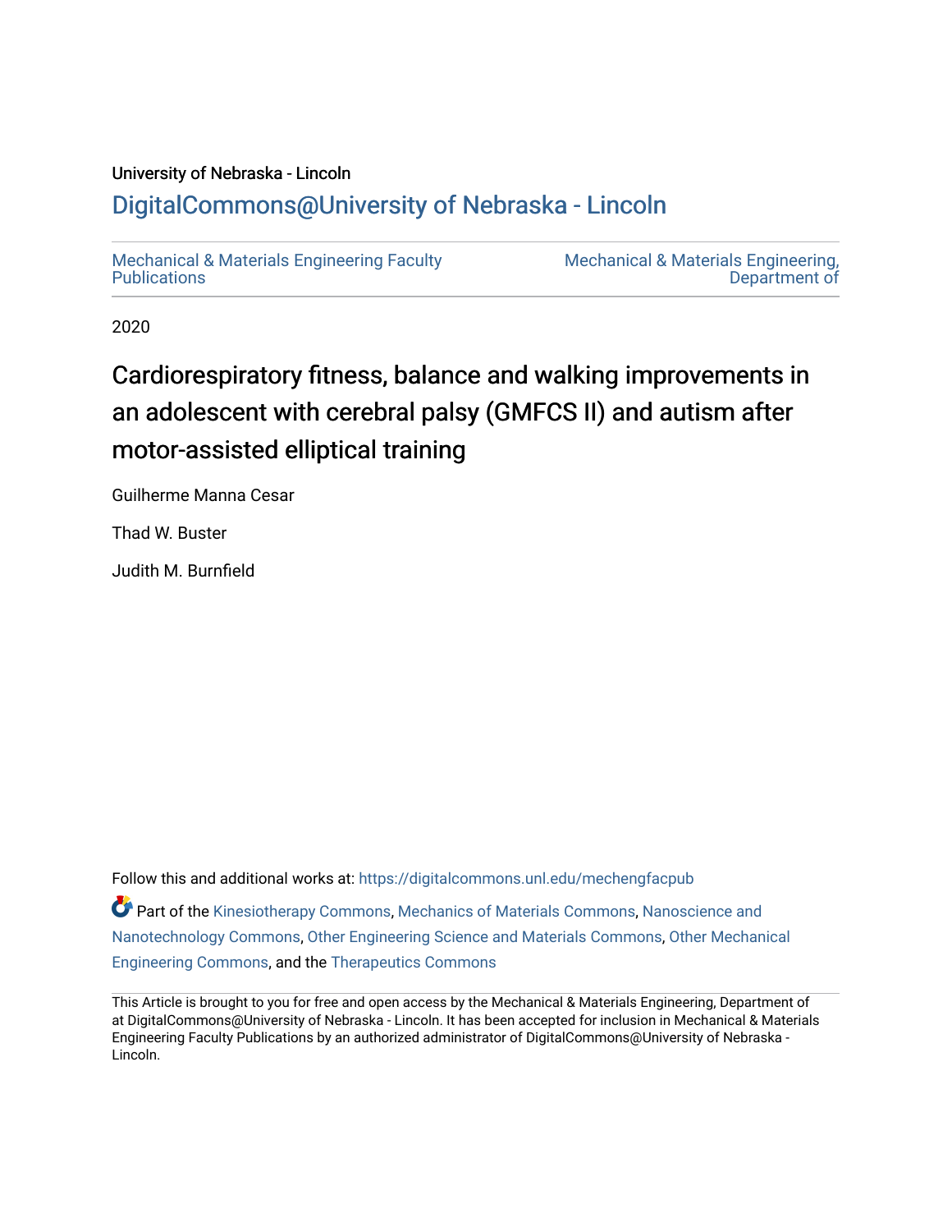University of Nebraska - Lincoln

## DigitalCommons@University of Nebraska - Lincoln

Mechanical & Materials Engineering Faculty Publications

Mechanical & Materials Engineering, Department of

2020

# Cardiorespiratory fitness, balance and walking improvements in an adolescent with cerebral palsy (GMFCS II) and autism after motor-assisted elliptical training

Guilherme Manna Cesar

Thad W. Buster

Judith M. Burnfield

Follow this and additional works at: https://digitalcommons.unl.edu/mechengfacpub

Part of the Kinesiotherapy Commons, Mechanics of Materials Commons, Nanoscience and Nanotechnology Commons, Other Engineering Science and Materials Commons, Other Mechanical Engineering Commons, and the Therapeutics Commons

This Article is brought to you for free and open access by the Mechanical & Materials Engineering, Department of at DigitalCommons@University of Nebraska - Lincoln. It has been accepted for inclusion in Mechanical & Materials Engineering Faculty Publications by an authorized administrator of DigitalCommons@University of Nebraska - Lincoln.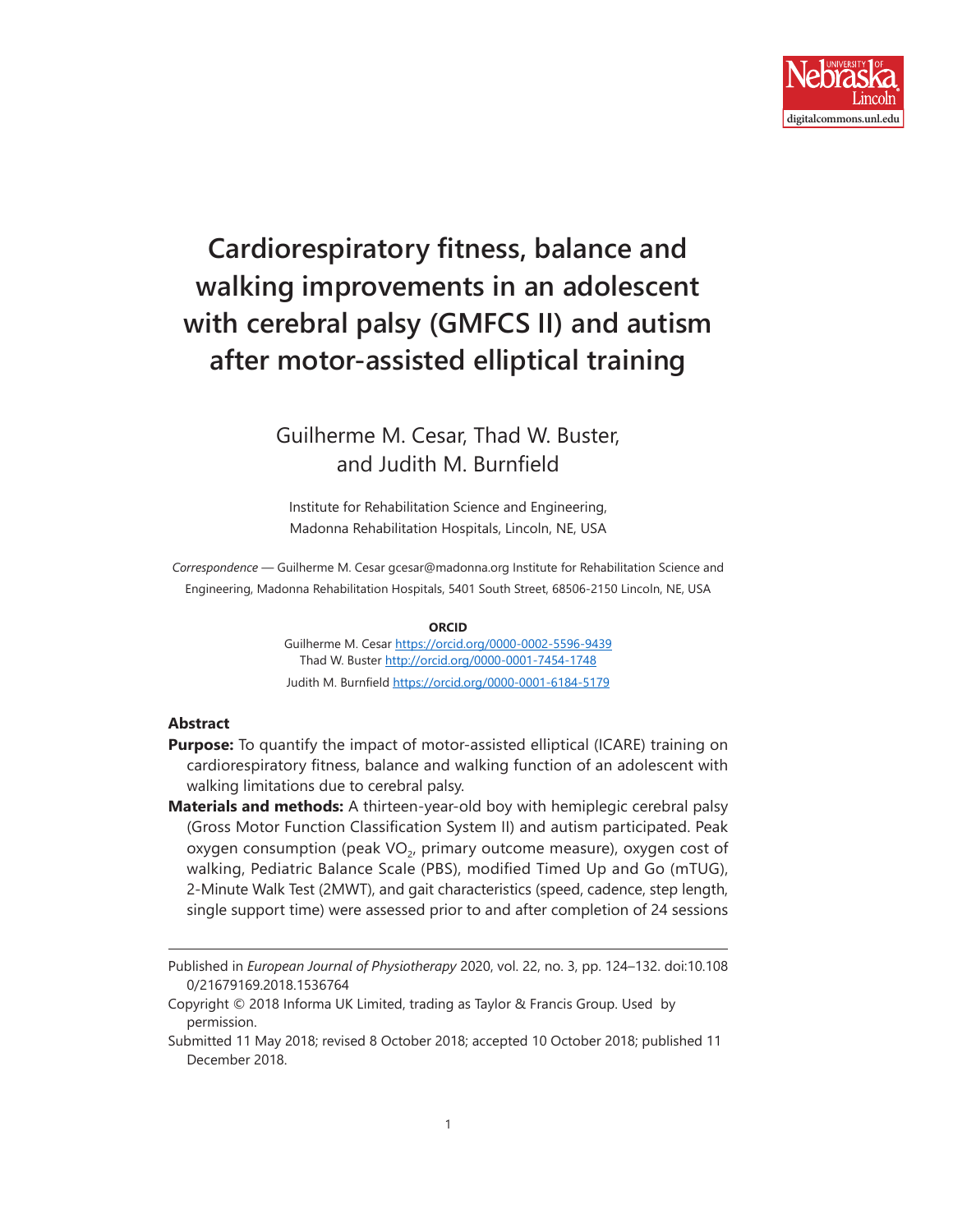# Cardiorespiratory fitness, balance and walking improvements in an adolescent with cerebral palsy (GMFCS II) and autism after motor-assisted elliptical training

Guilherme M. Cesar, Thad W. Buster, and Judith M. Burnfield

Institute for Rehabilitation Science and Engineering, Madonna Rehabilitation Hospitals, Lincoln, NE, USA

*Correspondence* — Guilherme M. Cesar gcesar@madonna.org Institute for Rehabilitation Science and Engineering, Madonna Rehabilitation Hospitals, 5401 South Street, 68506-2150 Lincoln, NE, USA

**ORCID**

Guilherme M. Cesar https://orcid.org/0000-0002-5596-9439
Thad W. Buster http://orcid.org/0000-0001-7454-1748
Judith M. Burnfield https://orcid.org/0000-0001-6184-5179

## Abstract

**Purpose:** To quantify the impact of motor-assisted elliptical (ICARE) training on cardiorespiratory fitness, balance and walking function of an adolescent with walking limitations due to cerebral palsy.

**Materials and methods:** A thirteen-year-old boy with hemiplegic cerebral palsy (Gross Motor Function Classification System II) and autism participated. Peak oxygen consumption (peak $VO_2$, primary outcome measure), oxygen cost of walking, Pediatric Balance Scale (PBS), modified Timed Up and Go (mTUG), 2-Minute Walk Test (2MWT), and gait characteristics (speed, cadence, step length, single support time) were assessed prior to and after completion of 24 sessions

---

Published in *European Journal of Physiotherapy* 2020, vol. 22, no. 3, pp. 124–132. doi:10.1080/21679169.2018.1536764

Copyright © 2018 Informa UK Limited, trading as Taylor & Francis Group. Used by permission.

Submitted 11 May 2018; revised 8 October 2018; accepted 10 October 2018; published 11 December 2018.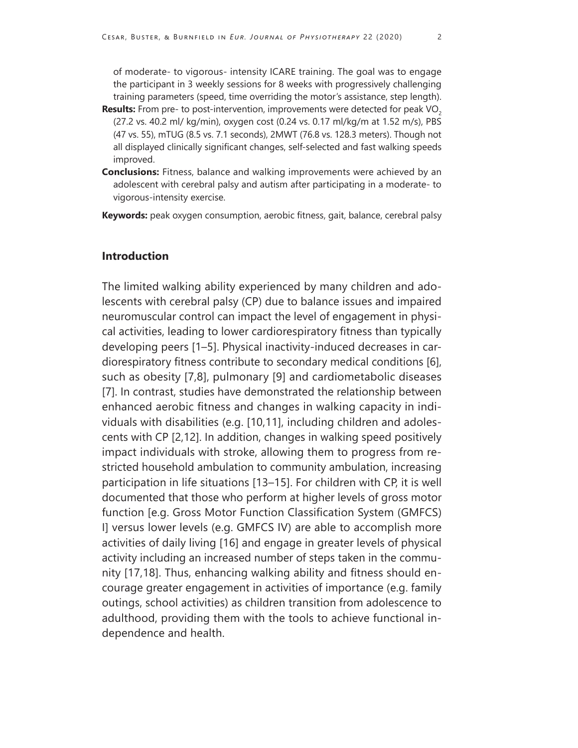of moderate- to vigorous- intensity ICARE training. The goal was to engage the participant in 3 weekly sessions for 8 weeks with progressively challenging training parameters (speed, time overriding the motor's assistance, step length).

**Results:** From pre- to post-intervention, improvements were detected for peak $VO_2$ (27.2 vs. 40.2 ml/ kg/min), oxygen cost (0.24 vs. 0.17 ml/kg/m at 1.52 m/s), PBS (47 vs. 55), mTUG (8.5 vs. 7.1 seconds), 2MWT (76.8 vs. 128.3 meters). Though not all displayed clinically significant changes, self-selected and fast walking speeds improved.

**Conclusions:** Fitness, balance and walking improvements were achieved by an adolescent with cerebral palsy and autism after participating in a moderate- to vigorous-intensity exercise.

**Keywords:** peak oxygen consumption, aerobic fitness, gait, balance, cerebral palsy

## Introduction

The limited walking ability experienced by many children and adolescents with cerebral palsy (CP) due to balance issues and impaired neuromuscular control can impact the level of engagement in physical activities, leading to lower cardiorespiratory fitness than typically developing peers [1–5]. Physical inactivity-induced decreases in cardiorespiratory fitness contribute to secondary medical conditions [6], such as obesity [7,8], pulmonary [9] and cardiometabolic diseases [7]. In contrast, studies have demonstrated the relationship between enhanced aerobic fitness and changes in walking capacity in individuals with disabilities (e.g. [10,11], including children and adolescents with CP [2,12]. In addition, changes in walking speed positively impact individuals with stroke, allowing them to progress from restricted household ambulation to community ambulation, increasing participation in life situations [13–15]. For children with CP, it is well documented that those who perform at higher levels of gross motor function [e.g. Gross Motor Function Classification System (GMFCS) I] versus lower levels (e.g. GMFCS IV) are able to accomplish more activities of daily living [16] and engage in greater levels of physical activity including an increased number of steps taken in the community [17,18]. Thus, enhancing walking ability and fitness should encourage greater engagement in activities of importance (e.g. family outings, school activities) as children transition from adolescence to adulthood, providing them with the tools to achieve functional independence and health.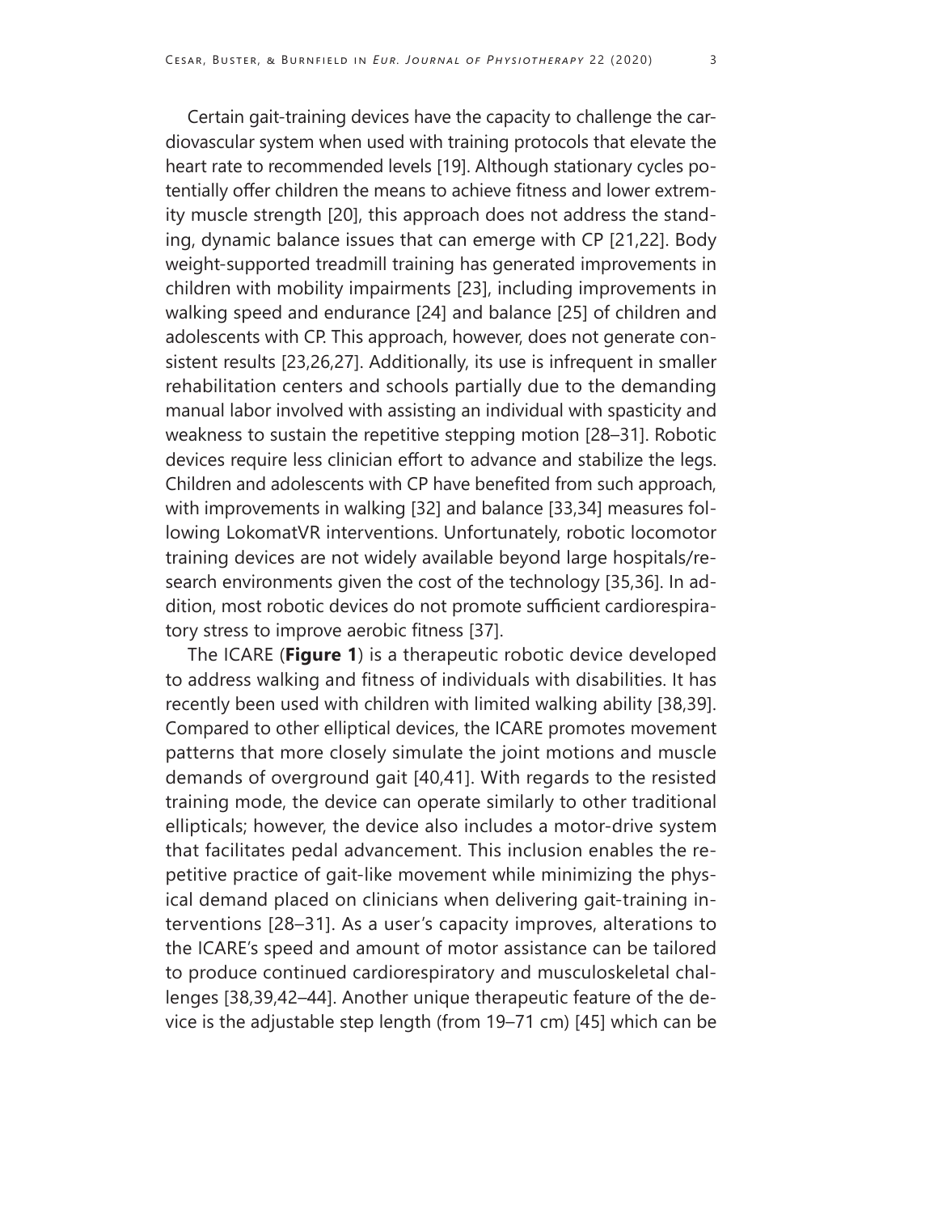Certain gait-training devices have the capacity to challenge the cardiovascular system when used with training protocols that elevate the heart rate to recommended levels [19]. Although stationary cycles potentially offer children the means to achieve fitness and lower extremity muscle strength [20], this approach does not address the standing, dynamic balance issues that can emerge with CP [21,22]. Body weight-supported treadmill training has generated improvements in children with mobility impairments [23], including improvements in walking speed and endurance [24] and balance [25] of children and adolescents with CP. This approach, however, does not generate consistent results [23,26,27]. Additionally, its use is infrequent in smaller rehabilitation centers and schools partially due to the demanding manual labor involved with assisting an individual with spasticity and weakness to sustain the repetitive stepping motion [28–31]. Robotic devices require less clinician effort to advance and stabilize the legs. Children and adolescents with CP have benefited from such approach, with improvements in walking [32] and balance [33,34] measures following LokomatVR interventions. Unfortunately, robotic locomotor training devices are not widely available beyond large hospitals/research environments given the cost of the technology [35,36]. In addition, most robotic devices do not promote sufficient cardiorespiratory stress to improve aerobic fitness [37].

The ICARE (**Figure 1**) is a therapeutic robotic device developed to address walking and fitness of individuals with disabilities. It has recently been used with children with limited walking ability [38,39]. Compared to other elliptical devices, the ICARE promotes movement patterns that more closely simulate the joint motions and muscle demands of overground gait [40,41]. With regards to the resisted training mode, the device can operate similarly to other traditional ellipticals; however, the device also includes a motor-drive system that facilitates pedal advancement. This inclusion enables the repetitive practice of gait-like movement while minimizing the physical demand placed on clinicians when delivering gait-training interventions [28–31]. As a user's capacity improves, alterations to the ICARE's speed and amount of motor assistance can be tailored to produce continued cardiorespiratory and musculoskeletal challenges [38,39,42–44]. Another unique therapeutic feature of the device is the adjustable step length (from 19–71 cm) [45] which can be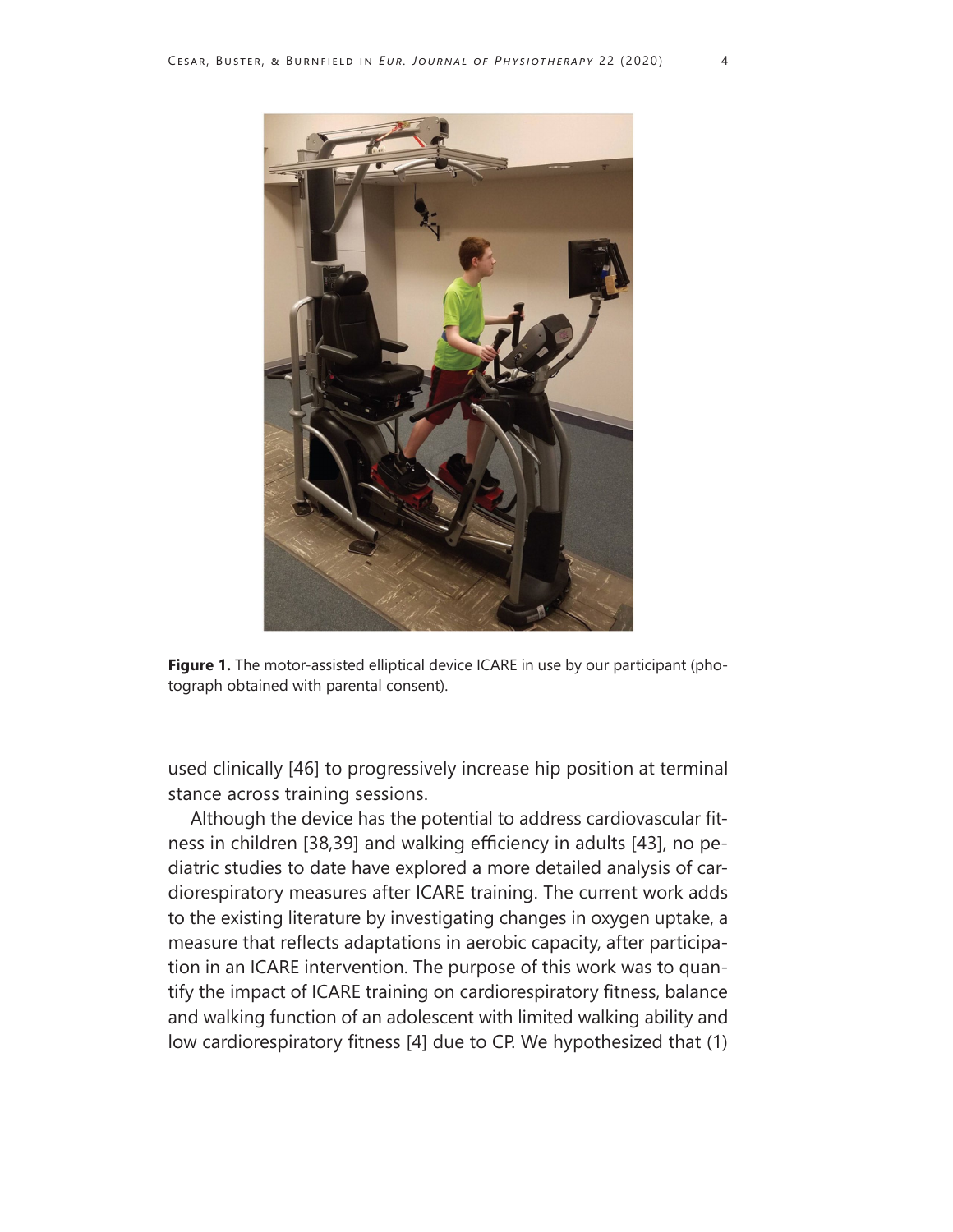**Figure 1.** The motor-assisted elliptical device ICARE in use by our participant (photograph obtained with parental consent).

used clinically [46] to progressively increase hip position at terminal stance across training sessions.

Although the device has the potential to address cardiovascular fitness in children [38,39] and walking efficiency in adults [43], no pediatric studies to date have explored a more detailed analysis of cardiorespiratory measures after ICARE training. The current work adds to the existing literature by investigating changes in oxygen uptake, a measure that reflects adaptations in aerobic capacity, after participation in an ICARE intervention. The purpose of this work was to quantify the impact of ICARE training on cardiorespiratory fitness, balance and walking function of an adolescent with limited walking ability and low cardiorespiratory fitness [4] due to CP. We hypothesized that (1)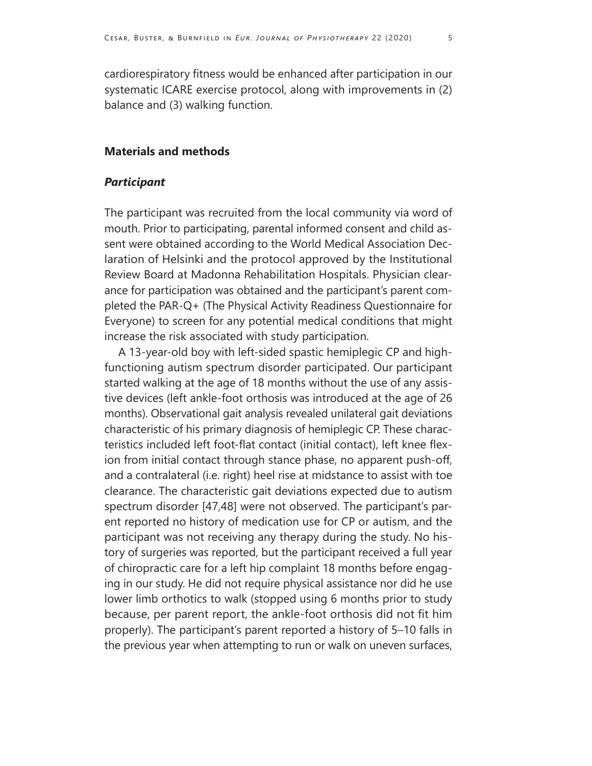cardiorespiratory fitness would be enhanced after participation in our systematic ICARE exercise protocol, along with improvements in (2) balance and (3) walking function.

## Materials and methods

### *Participant*

The participant was recruited from the local community via word of mouth. Prior to participating, parental informed consent and child assent were obtained according to the World Medical Association Declaration of Helsinki and the protocol approved by the Institutional Review Board at Madonna Rehabilitation Hospitals. Physician clearance for participation was obtained and the participant's parent completed the PAR-Q+ (The Physical Activity Readiness Questionnaire for Everyone) to screen for any potential medical conditions that might increase the risk associated with study participation.

A 13-year-old boy with left-sided spastic hemiplegic CP and high-functioning autism spectrum disorder participated. Our participant started walking at the age of 18 months without the use of any assistive devices (left ankle-foot orthosis was introduced at the age of 26 months). Observational gait analysis revealed unilateral gait deviations characteristic of his primary diagnosis of hemiplegic CP. These characteristics included left foot-flat contact (initial contact), left knee flexion from initial contact through stance phase, no apparent push-off, and a contralateral (i.e. right) heel rise at midstance to assist with toe clearance. The characteristic gait deviations expected due to autism spectrum disorder [47,48] were not observed. The participant's parent reported no history of medication use for CP or autism, and the participant was not receiving any therapy during the study. No history of surgeries was reported, but the participant received a full year of chiropractic care for a left hip complaint 18 months before engaging in our study. He did not require physical assistance nor did he use lower limb orthotics to walk (stopped using 6 months prior to study because, per parent report, the ankle-foot orthosis did not fit him properly). The participant's parent reported a history of 5–10 falls in the previous year when attempting to run or walk on uneven surfaces,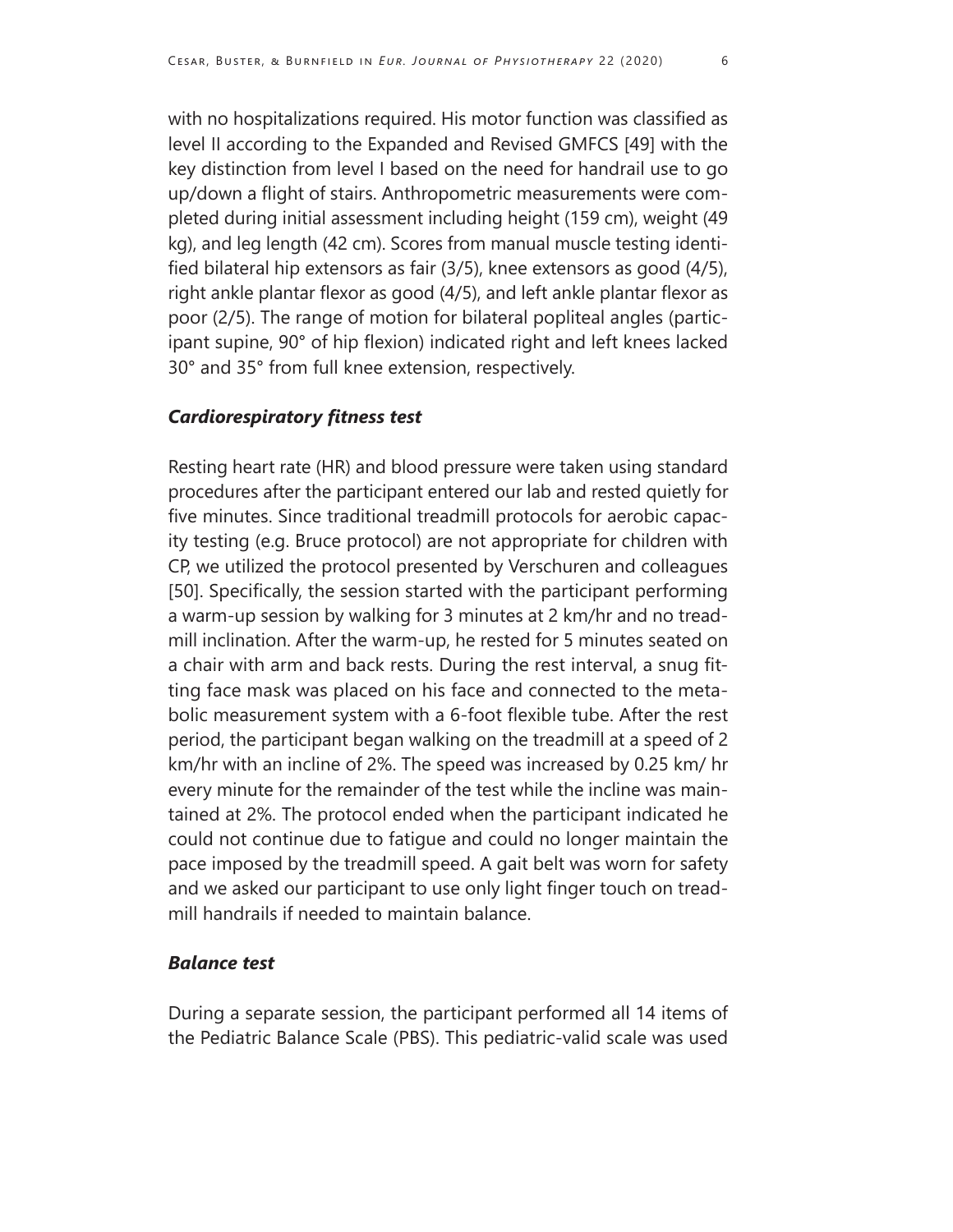with no hospitalizations required. His motor function was classified as level II according to the Expanded and Revised GMFCS [49] with the key distinction from level I based on the need for handrail use to go up/down a flight of stairs. Anthropometric measurements were completed during initial assessment including height (159 cm), weight (49 kg), and leg length (42 cm). Scores from manual muscle testing identified bilateral hip extensors as fair (3/5), knee extensors as good (4/5), right ankle plantar flexor as good (4/5), and left ankle plantar flexor as poor (2/5). The range of motion for bilateral popliteal angles (participant supine, 90° of hip flexion) indicated right and left knees lacked 30° and 35° from full knee extension, respectively.

### *Cardiorespiratory fitness test*

Resting heart rate (HR) and blood pressure were taken using standard procedures after the participant entered our lab and rested quietly for five minutes. Since traditional treadmill protocols for aerobic capacity testing (e.g. Bruce protocol) are not appropriate for children with CP, we utilized the protocol presented by Verschuren and colleagues [50]. Specifically, the session started with the participant performing a warm-up session by walking for 3 minutes at 2 km/hr and no treadmill inclination. After the warm-up, he rested for 5 minutes seated on a chair with arm and back rests. During the rest interval, a snug fitting face mask was placed on his face and connected to the metabolic measurement system with a 6-foot flexible tube. After the rest period, the participant began walking on the treadmill at a speed of 2 km/hr with an incline of 2%. The speed was increased by 0.25 km/ hr every minute for the remainder of the test while the incline was maintained at 2%. The protocol ended when the participant indicated he could not continue due to fatigue and could no longer maintain the pace imposed by the treadmill speed. A gait belt was worn for safety and we asked our participant to use only light finger touch on treadmill handrails if needed to maintain balance.

### *Balance test*

During a separate session, the participant performed all 14 items of the Pediatric Balance Scale (PBS). This pediatric-valid scale was used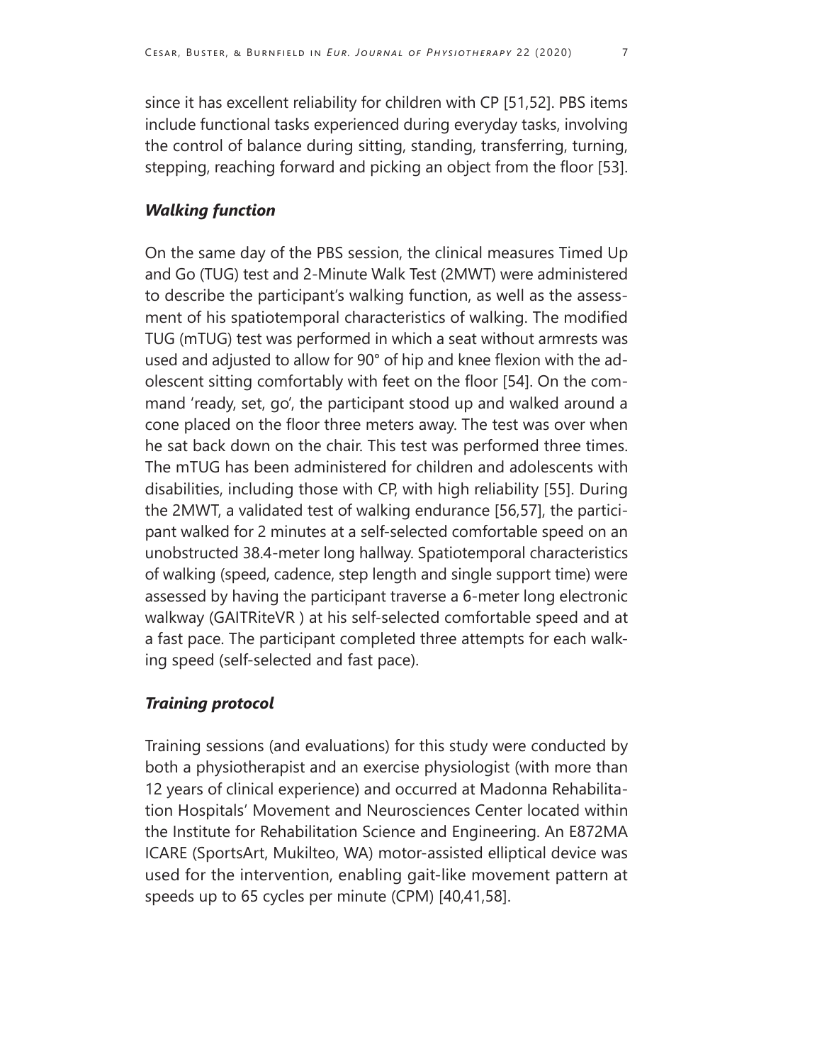since it has excellent reliability for children with CP [51,52]. PBS items include functional tasks experienced during everyday tasks, involving the control of balance during sitting, standing, transferring, turning, stepping, reaching forward and picking an object from the floor [53].

### *Walking function*

On the same day of the PBS session, the clinical measures Timed Up and Go (TUG) test and 2-Minute Walk Test (2MWT) were administered to describe the participant's walking function, as well as the assessment of his spatiotemporal characteristics of walking. The modified TUG (mTUG) test was performed in which a seat without armrests was used and adjusted to allow for 90° of hip and knee flexion with the adolescent sitting comfortably with feet on the floor [54]. On the command 'ready, set, go', the participant stood up and walked around a cone placed on the floor three meters away. The test was over when he sat back down on the chair. This test was performed three times. The mTUG has been administered for children and adolescents with disabilities, including those with CP, with high reliability [55]. During the 2MWT, a validated test of walking endurance [56,57], the participant walked for 2 minutes at a self-selected comfortable speed on an unobstructed 38.4-meter long hallway. Spatiotemporal characteristics of walking (speed, cadence, step length and single support time) were assessed by having the participant traverse a 6-meter long electronic walkway (GAITRiteVR ) at his self-selected comfortable speed and at a fast pace. The participant completed three attempts for each walking speed (self-selected and fast pace).

### *Training protocol*

Training sessions (and evaluations) for this study were conducted by both a physiotherapist and an exercise physiologist (with more than 12 years of clinical experience) and occurred at Madonna Rehabilitation Hospitals' Movement and Neurosciences Center located within the Institute for Rehabilitation Science and Engineering. An E872MA ICARE (SportsArt, Mukilteo, WA) motor-assisted elliptical device was used for the intervention, enabling gait-like movement pattern at speeds up to 65 cycles per minute (CPM) [40,41,58].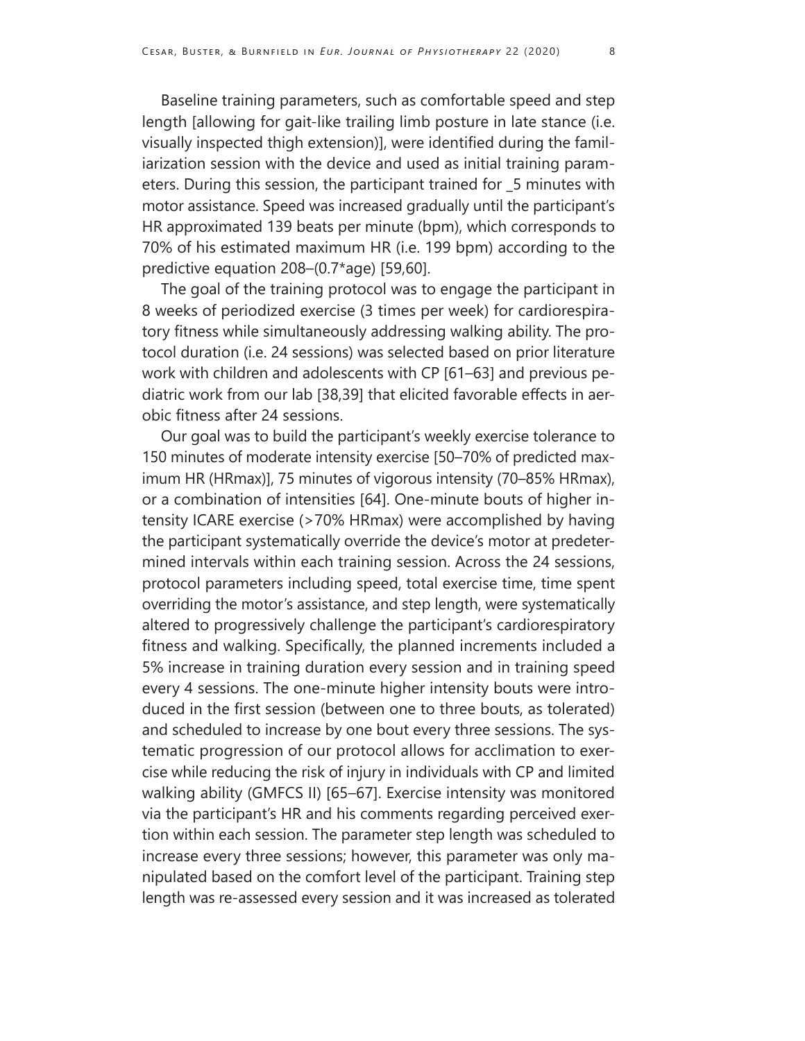Baseline training parameters, such as comfortable speed and step length [allowing for gait-like trailing limb posture in late stance (i.e. visually inspected thigh extension)], were identified during the familiarization session with the device and used as initial training parameters. During this session, the participant trained for _5 minutes with motor assistance. Speed was increased gradually until the participant's HR approximated 139 beats per minute (bpm), which corresponds to 70% of his estimated maximum HR (i.e. 199 bpm) according to the predictive equation 208–(0.7*age) [59,60].

The goal of the training protocol was to engage the participant in 8 weeks of periodized exercise (3 times per week) for cardiorespiratory fitness while simultaneously addressing walking ability. The protocol duration (i.e. 24 sessions) was selected based on prior literature work with children and adolescents with CP [61–63] and previous pediatric work from our lab [38,39] that elicited favorable effects in aerobic fitness after 24 sessions.

Our goal was to build the participant's weekly exercise tolerance to 150 minutes of moderate intensity exercise [50–70% of predicted maximum HR (HRmax)], 75 minutes of vigorous intensity (70–85% HRmax), or a combination of intensities [64]. One-minute bouts of higher intensity ICARE exercise (>70% HRmax) were accomplished by having the participant systematically override the device's motor at predetermined intervals within each training session. Across the 24 sessions, protocol parameters including speed, total exercise time, time spent overriding the motor's assistance, and step length, were systematically altered to progressively challenge the participant's cardiorespiratory fitness and walking. Specifically, the planned increments included a 5% increase in training duration every session and in training speed every 4 sessions. The one-minute higher intensity bouts were introduced in the first session (between one to three bouts, as tolerated) and scheduled to increase by one bout every three sessions. The systematic progression of our protocol allows for acclimation to exercise while reducing the risk of injury in individuals with CP and limited walking ability (GMFCS II) [65–67]. Exercise intensity was monitored via the participant's HR and his comments regarding perceived exertion within each session. The parameter step length was scheduled to increase every three sessions; however, this parameter was only manipulated based on the comfort level of the participant. Training step length was re-assessed every session and it was increased as tolerated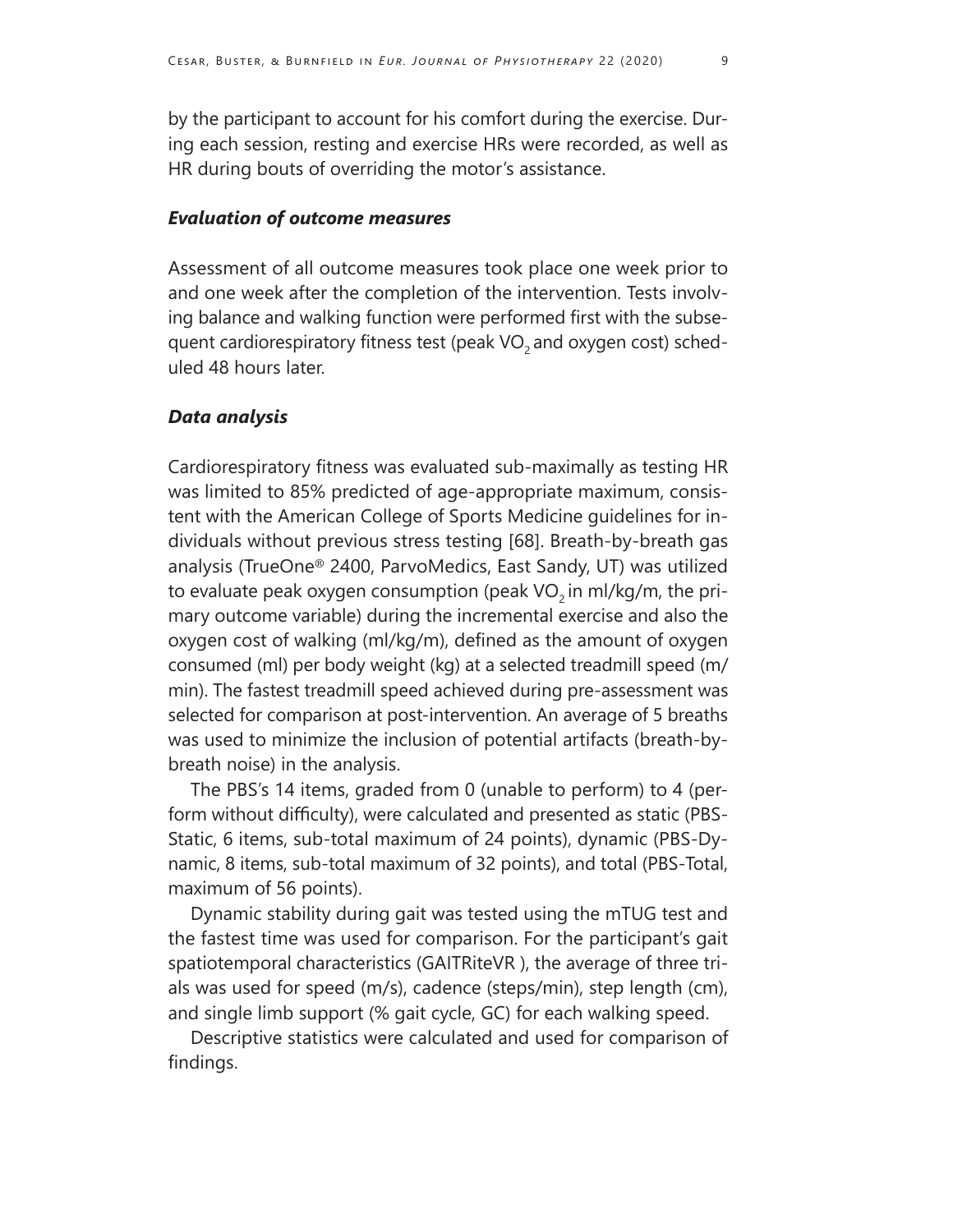by the participant to account for his comfort during the exercise. During each session, resting and exercise HRs were recorded, as well as HR during bouts of overriding the motor's assistance.

### *Evaluation of outcome measures*

Assessment of all outcome measures took place one week prior to and one week after the completion of the intervention. Tests involving balance and walking function were performed first with the subsequent cardiorespiratory fitness test (peak $VO_2$ and oxygen cost) scheduled 48 hours later.

### *Data analysis*

Cardiorespiratory fitness was evaluated sub-maximally as testing HR was limited to 85% predicted of age-appropriate maximum, consistent with the American College of Sports Medicine guidelines for individuals without previous stress testing [68]. Breath-by-breath gas analysis (TrueOne® 2400, ParvoMedics, East Sandy, UT) was utilized to evaluate peak oxygen consumption (peak $VO_2$ in ml/kg/m, the primary outcome variable) during the incremental exercise and also the oxygen cost of walking (ml/kg/m), defined as the amount of oxygen consumed (ml) per body weight (kg) at a selected treadmill speed (m/min). The fastest treadmill speed achieved during pre-assessment was selected for comparison at post-intervention. An average of 5 breaths was used to minimize the inclusion of potential artifacts (breath-by-breath noise) in the analysis.

The PBS's 14 items, graded from 0 (unable to perform) to 4 (perform without difficulty), were calculated and presented as static (PBS-Static, 6 items, sub-total maximum of 24 points), dynamic (PBS-Dynamic, 8 items, sub-total maximum of 32 points), and total (PBS-Total, maximum of 56 points).

Dynamic stability during gait was tested using the mTUG test and the fastest time was used for comparison. For the participant's gait spatiotemporal characteristics (GAITRiteVR ), the average of three trials was used for speed (m/s), cadence (steps/min), step length (cm), and single limb support (% gait cycle, GC) for each walking speed.

Descriptive statistics were calculated and used for comparison of findings.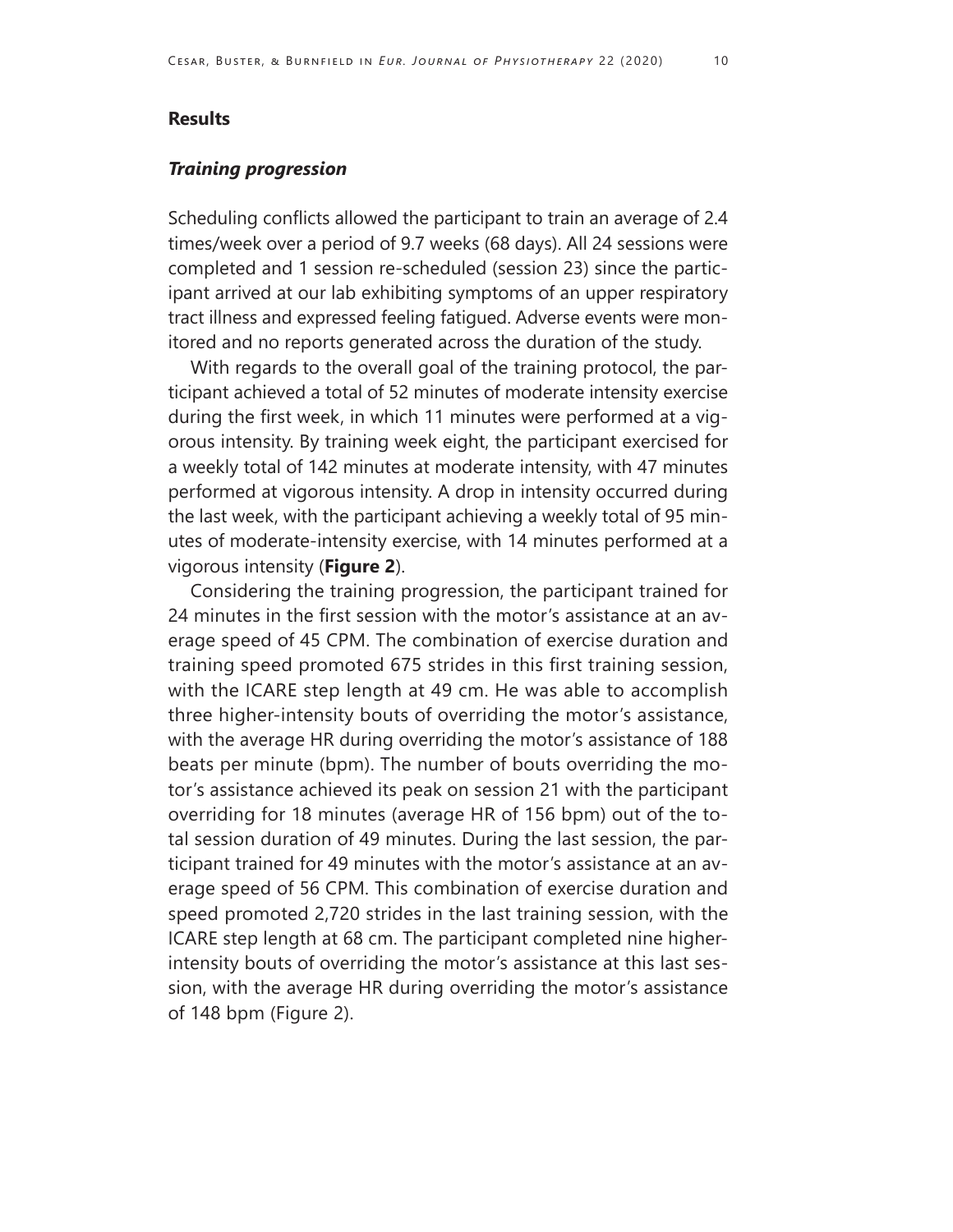## Results

### *Training progression*

Scheduling conflicts allowed the participant to train an average of 2.4 times/week over a period of 9.7 weeks (68 days). All 24 sessions were completed and 1 session re-scheduled (session 23) since the participant arrived at our lab exhibiting symptoms of an upper respiratory tract illness and expressed feeling fatigued. Adverse events were monitored and no reports generated across the duration of the study.

With regards to the overall goal of the training protocol, the participant achieved a total of 52 minutes of moderate intensity exercise during the first week, in which 11 minutes were performed at a vigorous intensity. By training week eight, the participant exercised for a weekly total of 142 minutes at moderate intensity, with 47 minutes performed at vigorous intensity. A drop in intensity occurred during the last week, with the participant achieving a weekly total of 95 minutes of moderate-intensity exercise, with 14 minutes performed at a vigorous intensity (**Figure 2**).

Considering the training progression, the participant trained for 24 minutes in the first session with the motor's assistance at an average speed of 45 CPM. The combination of exercise duration and training speed promoted 675 strides in this first training session, with the ICARE step length at 49 cm. He was able to accomplish three higher-intensity bouts of overriding the motor's assistance, with the average HR during overriding the motor's assistance of 188 beats per minute (bpm). The number of bouts overriding the motor's assistance achieved its peak on session 21 with the participant overriding for 18 minutes (average HR of 156 bpm) out of the total session duration of 49 minutes. During the last session, the participant trained for 49 minutes with the motor's assistance at an average speed of 56 CPM. This combination of exercise duration and speed promoted 2,720 strides in the last training session, with the ICARE step length at 68 cm. The participant completed nine higher-intensity bouts of overriding the motor's assistance at this last session, with the average HR during overriding the motor's assistance of 148 bpm (Figure 2).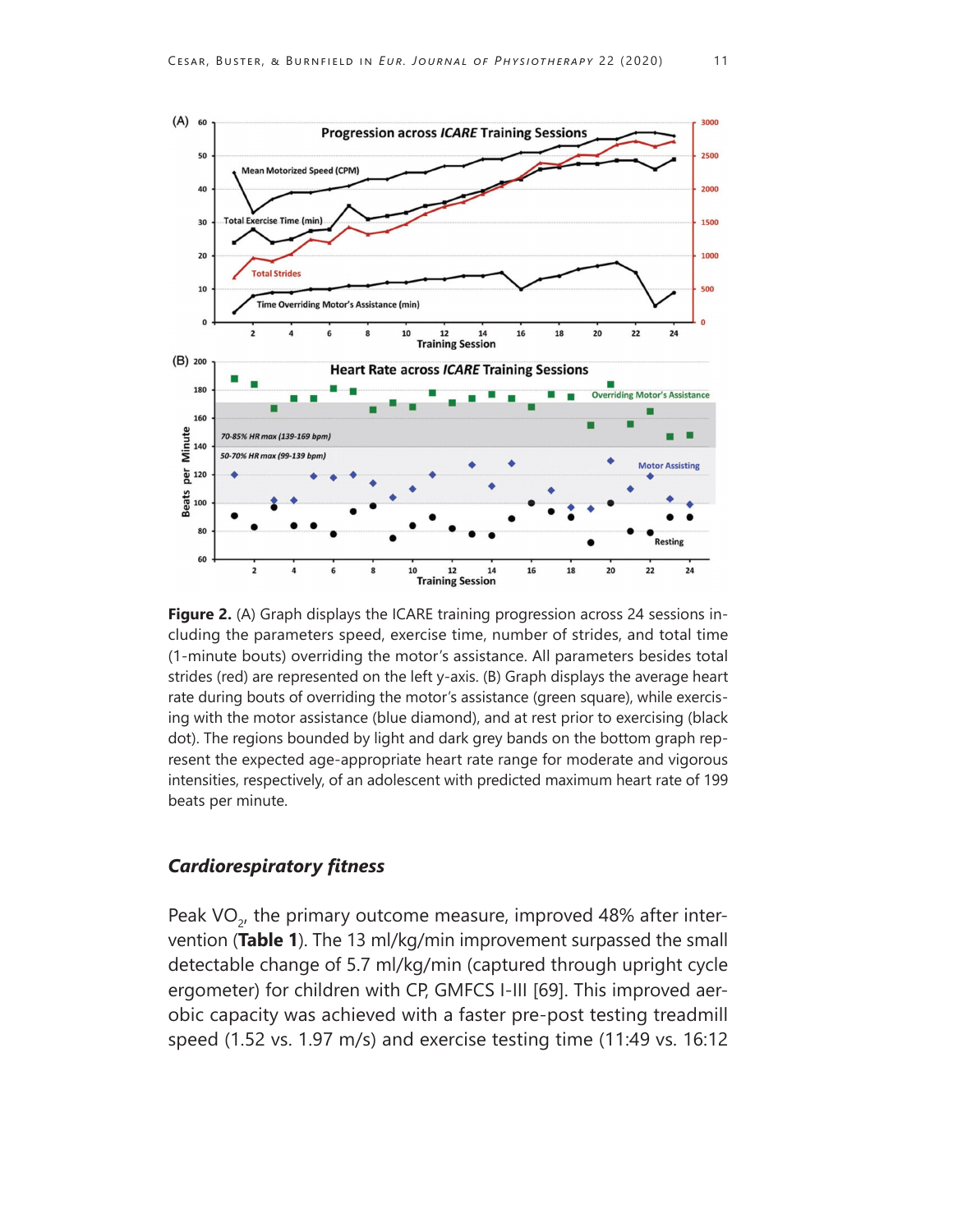**Figure 2.** (A) Graph displays the ICARE training progression across 24 sessions including the parameters speed, exercise time, number of strides, and total time (1-minute bouts) overriding the motor's assistance. All parameters besides total strides (red) are represented on the left y-axis. (B) Graph displays the average heart rate during bouts of overriding the motor's assistance (green square), while exercising with the motor assistance (blue diamond), and at rest prior to exercising (black dot). The regions bounded by light and dark grey bands on the bottom graph represent the expected age-appropriate heart rate range for moderate and vigorous intensities, respectively, of an adolescent with predicted maximum heart rate of 199 beats per minute.

### *Cardiorespiratory fitness*

Peak $VO_2$, the primary outcome measure, improved 48% after intervention (**Table 1**). The 13 ml/kg/min improvement surpassed the small detectable change of 5.7 ml/kg/min (captured through upright cycle ergometer) for children with CP, GMFCS I-III [69]. This improved aerobic capacity was achieved with a faster pre-post testing treadmill speed (1.52 vs. 1.97 m/s) and exercise testing time (11:49 vs. 16:12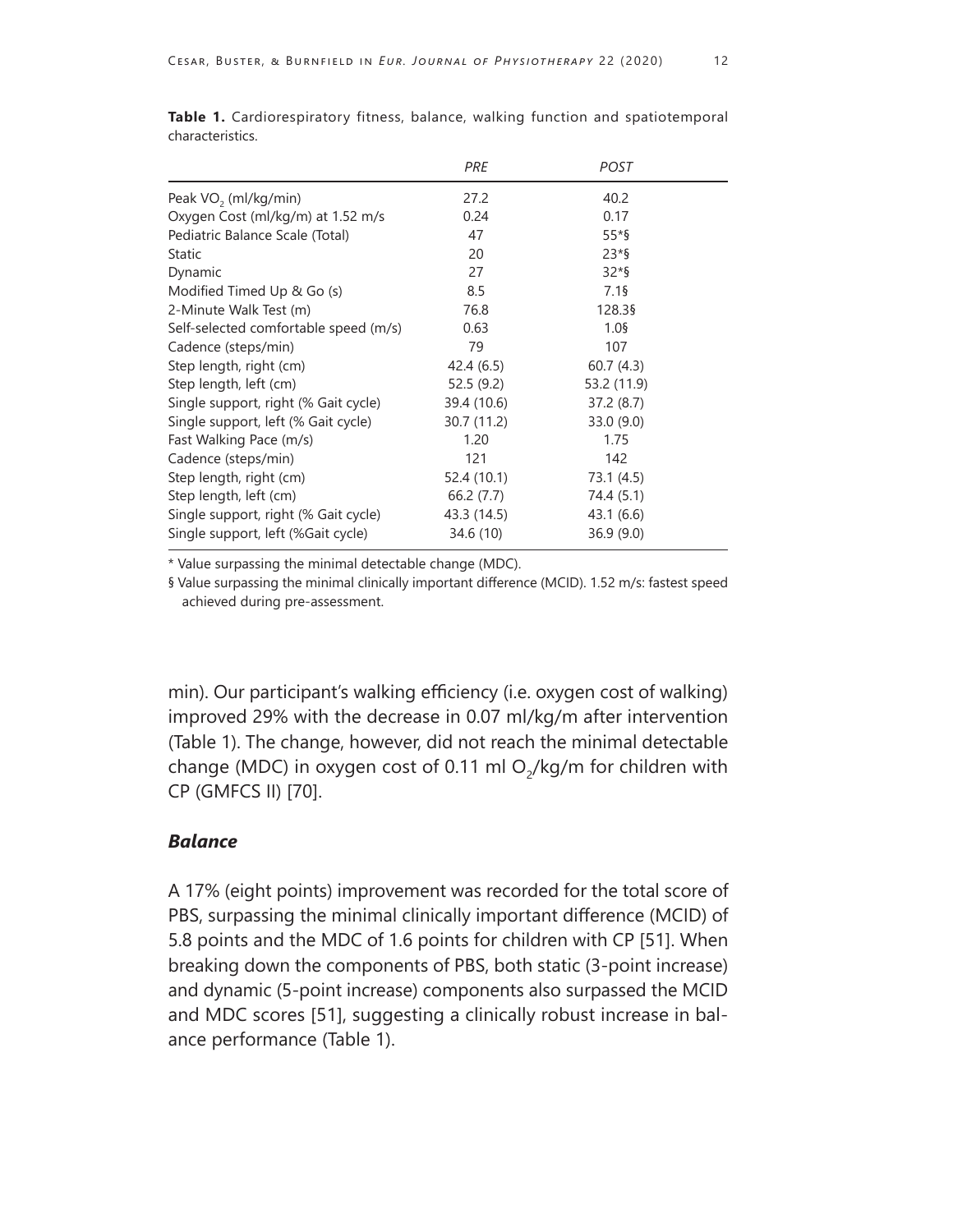**Table 1.** Cardiorespiratory fitness, balance, walking function and spatiotemporal characteristics.

| | *PRE* | *POST* |
|---|---|---|
| Peak $VO_2$ (ml/kg/min) | 27.2 | 40.2 |
| Oxygen Cost (ml/kg/m) at 1.52 m/s | 0.24 | 0.17 |
| Pediatric Balance Scale (Total) | 47 | 55*§ |
| Static | 20 | 23*§ |
| Dynamic | 27 | 32*§ |
| Modified Timed Up & Go (s) | 8.5 | 7.1§ |
| 2-Minute Walk Test (m) | 76.8 | 128.3§ |
| Self-selected comfortable speed (m/s) | 0.63 | 1.0§ |
| Cadence (steps/min) | 79 | 107 |
| Step length, right (cm) | 42.4 (6.5) | 60.7 (4.3) |
| Step length, left (cm) | 52.5 (9.2) | 53.2 (11.9) |
| Single support, right (% Gait cycle) | 39.4 (10.6) | 37.2 (8.7) |
| Single support, left (% Gait cycle) | 30.7 (11.2) | 33.0 (9.0) |
| Fast Walking Pace (m/s) | 1.20 | 1.75 |
| Cadence (steps/min) | 121 | 142 |
| Step length, right (cm) | 52.4 (10.1) | 73.1 (4.5) |
| Step length, left (cm) | 66.2 (7.7) | 74.4 (5.1) |
| Single support, right (% Gait cycle) | 43.3 (14.5) | 43.1 (6.6) |
| Single support, left (%Gait cycle) | 34.6 (10) | 36.9 (9.0) |

\* Value surpassing the minimal detectable change (MDC).

§ Value surpassing the minimal clinically important difference (MCID). 1.52 m/s: fastest speed achieved during pre-assessment.

min). Our participant's walking efficiency (i.e. oxygen cost of walking) improved 29% with the decrease in 0.07 ml/kg/m after intervention (Table 1). The change, however, did not reach the minimal detectable change (MDC) in oxygen cost of 0.11 ml $O_2$/kg/m for children with CP (GMFCS II) [70].

### *Balance*

A 17% (eight points) improvement was recorded for the total score of PBS, surpassing the minimal clinically important difference (MCID) of 5.8 points and the MDC of 1.6 points for children with CP [51]. When breaking down the components of PBS, both static (3-point increase) and dynamic (5-point increase) components also surpassed the MCID and MDC scores [51], suggesting a clinically robust increase in balance performance (Table 1).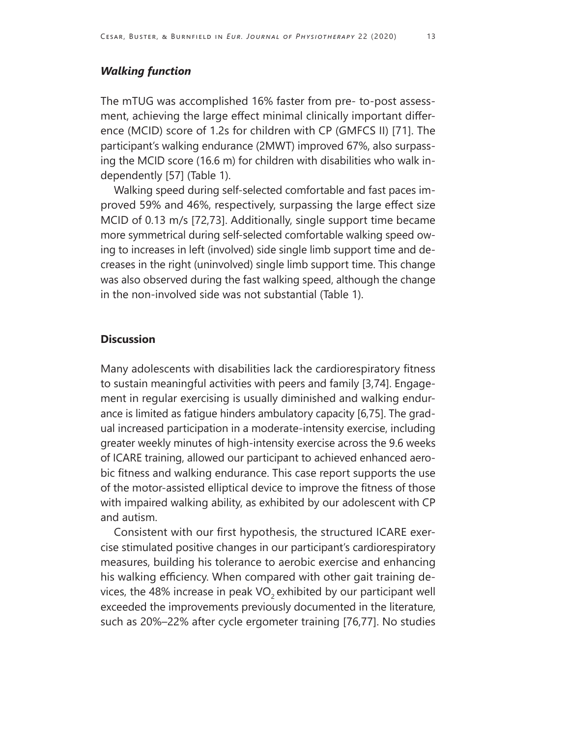### *Walking function*

The mTUG was accomplished 16% faster from pre- to-post assessment, achieving the large effect minimal clinically important difference (MCID) score of 1.2s for children with CP (GMFCS II) [71]. The participant's walking endurance (2MWT) improved 67%, also surpassing the MCID score (16.6 m) for children with disabilities who walk independently [57] (Table 1).

Walking speed during self-selected comfortable and fast paces improved 59% and 46%, respectively, surpassing the large effect size MCID of 0.13 m/s [72,73]. Additionally, single support time became more symmetrical during self-selected comfortable walking speed owing to increases in left (involved) side single limb support time and decreases in the right (uninvolved) single limb support time. This change was also observed during the fast walking speed, although the change in the non-involved side was not substantial (Table 1).

## **Discussion**

Many adolescents with disabilities lack the cardiorespiratory fitness to sustain meaningful activities with peers and family [3,74]. Engagement in regular exercising is usually diminished and walking endurance is limited as fatigue hinders ambulatory capacity [6,75]. The gradual increased participation in a moderate-intensity exercise, including greater weekly minutes of high-intensity exercise across the 9.6 weeks of ICARE training, allowed our participant to achieved enhanced aerobic fitness and walking endurance. This case report supports the use of the motor-assisted elliptical device to improve the fitness of those with impaired walking ability, as exhibited by our adolescent with CP and autism.

Consistent with our first hypothesis, the structured ICARE exercise stimulated positive changes in our participant's cardiorespiratory measures, building his tolerance to aerobic exercise and enhancing his walking efficiency. When compared with other gait training devices, the 48% increase in peak $VO_2$ exhibited by our participant well exceeded the improvements previously documented in the literature, such as 20%–22% after cycle ergometer training [76,77]. No studies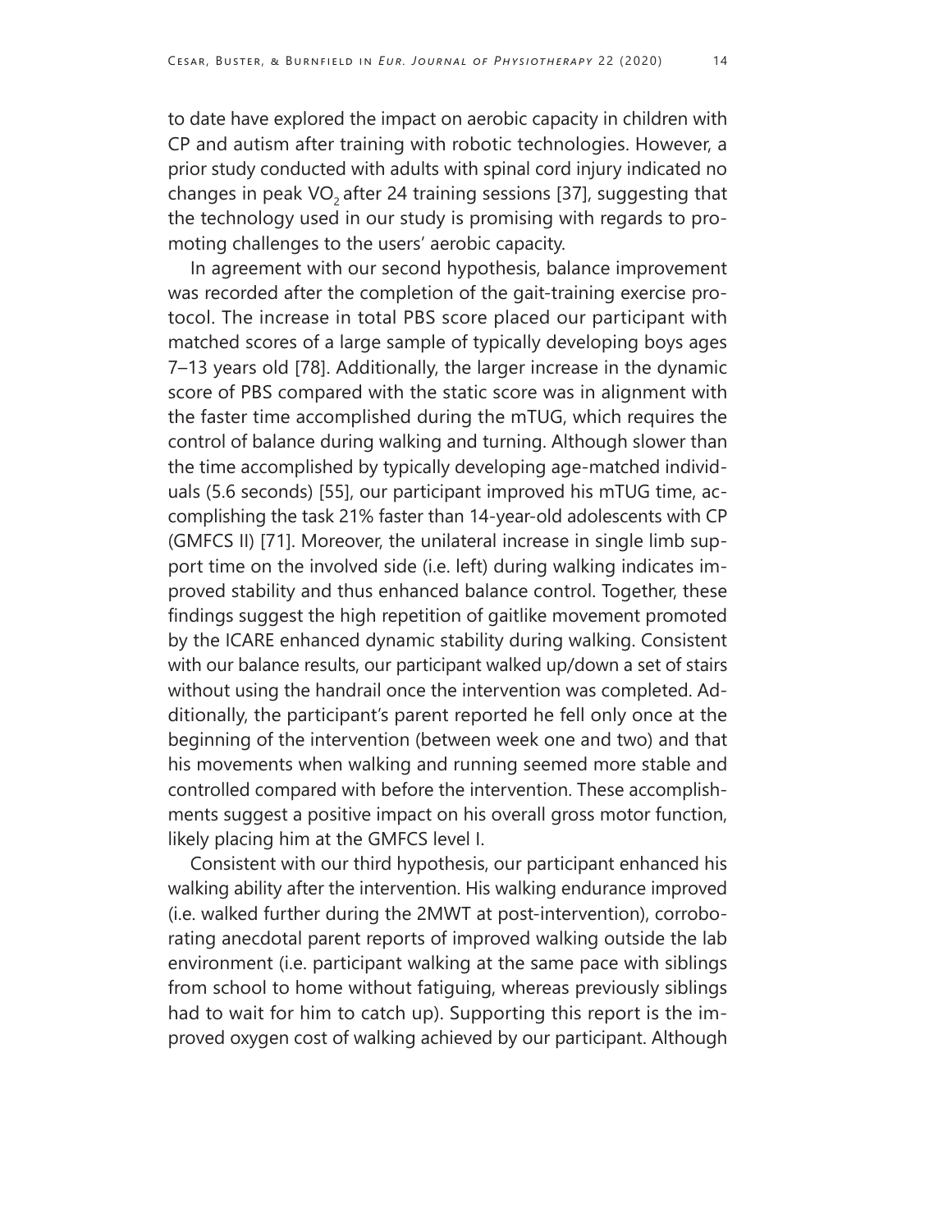to date have explored the impact on aerobic capacity in children with CP and autism after training with robotic technologies. However, a prior study conducted with adults with spinal cord injury indicated no changes in peak $VO_2$ after 24 training sessions [37], suggesting that the technology used in our study is promising with regards to promoting challenges to the users' aerobic capacity.

In agreement with our second hypothesis, balance improvement was recorded after the completion of the gait-training exercise protocol. The increase in total PBS score placed our participant with matched scores of a large sample of typically developing boys ages 7–13 years old [78]. Additionally, the larger increase in the dynamic score of PBS compared with the static score was in alignment with the faster time accomplished during the mTUG, which requires the control of balance during walking and turning. Although slower than the time accomplished by typically developing age-matched individuals (5.6 seconds) [55], our participant improved his mTUG time, accomplishing the task 21% faster than 14-year-old adolescents with CP (GMFCS II) [71]. Moreover, the unilateral increase in single limb support time on the involved side (i.e. left) during walking indicates improved stability and thus enhanced balance control. Together, these findings suggest the high repetition of gaitlike movement promoted by the ICARE enhanced dynamic stability during walking. Consistent with our balance results, our participant walked up/down a set of stairs without using the handrail once the intervention was completed. Additionally, the participant's parent reported he fell only once at the beginning of the intervention (between week one and two) and that his movements when walking and running seemed more stable and controlled compared with before the intervention. These accomplishments suggest a positive impact on his overall gross motor function, likely placing him at the GMFCS level I.

Consistent with our third hypothesis, our participant enhanced his walking ability after the intervention. His walking endurance improved (i.e. walked further during the 2MWT at post-intervention), corroborating anecdotal parent reports of improved walking outside the lab environment (i.e. participant walking at the same pace with siblings from school to home without fatiguing, whereas previously siblings had to wait for him to catch up). Supporting this report is the improved oxygen cost of walking achieved by our participant. Although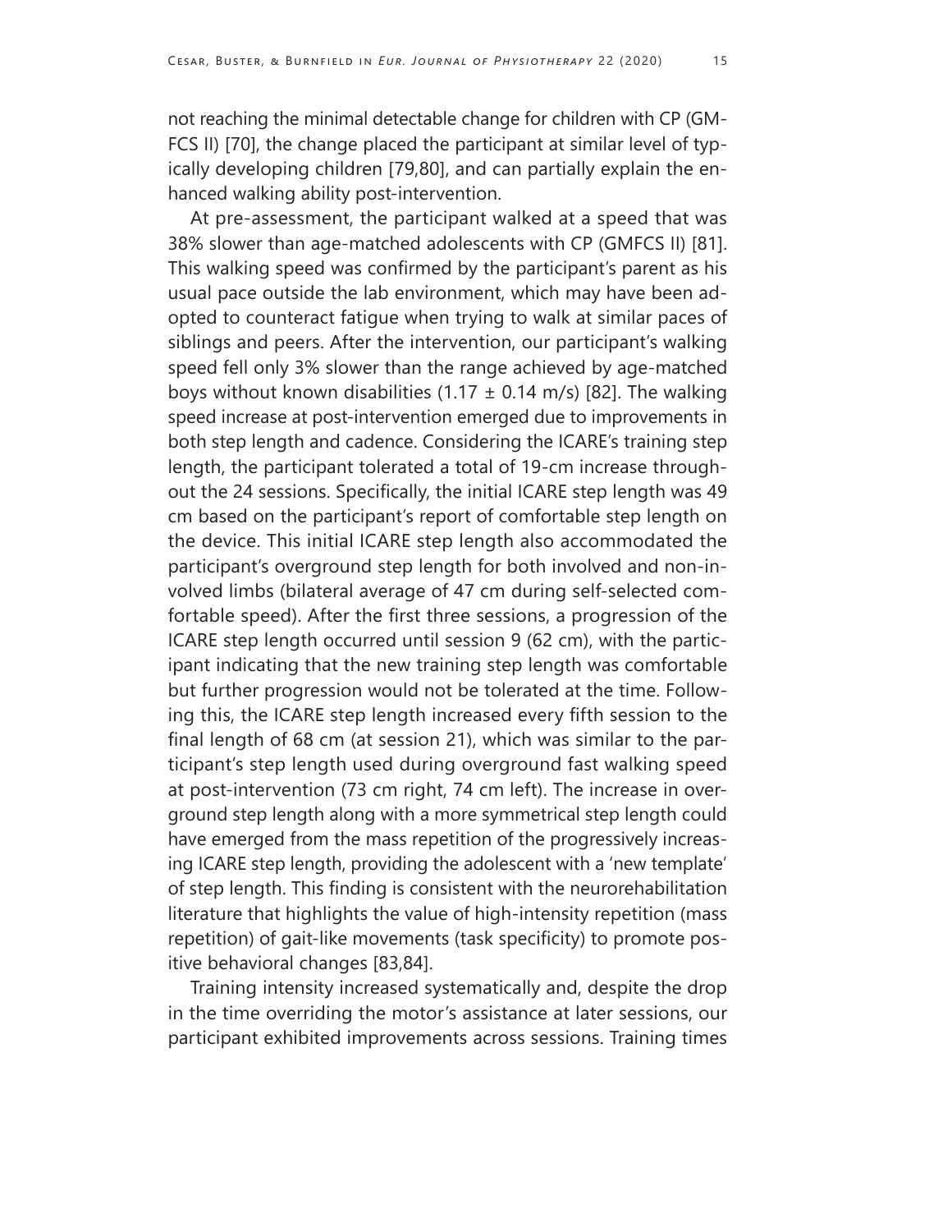not reaching the minimal detectable change for children with CP (GMFCS II) [70], the change placed the participant at similar level of typically developing children [79,80], and can partially explain the enhanced walking ability post-intervention.

At pre-assessment, the participant walked at a speed that was 38% slower than age-matched adolescents with CP (GMFCS II) [81]. This walking speed was confirmed by the participant's parent as his usual pace outside the lab environment, which may have been adopted to counteract fatigue when trying to walk at similar paces of siblings and peers. After the intervention, our participant's walking speed fell only 3% slower than the range achieved by age-matched boys without known disabilities ($1.17 \pm 0.14$ m/s) [82]. The walking speed increase at post-intervention emerged due to improvements in both step length and cadence. Considering the ICARE's training step length, the participant tolerated a total of 19-cm increase throughout the 24 sessions. Specifically, the initial ICARE step length was 49 cm based on the participant's report of comfortable step length on the device. This initial ICARE step length also accommodated the participant's overground step length for both involved and non-involved limbs (bilateral average of 47 cm during self-selected comfortable speed). After the first three sessions, a progression of the ICARE step length occurred until session 9 (62 cm), with the participant indicating that the new training step length was comfortable but further progression would not be tolerated at the time. Following this, the ICARE step length increased every fifth session to the final length of 68 cm (at session 21), which was similar to the participant's step length used during overground fast walking speed at post-intervention (73 cm right, 74 cm left). The increase in overground step length along with a more symmetrical step length could have emerged from the mass repetition of the progressively increasing ICARE step length, providing the adolescent with a 'new template' of step length. This finding is consistent with the neurorehabilitation literature that highlights the value of high-intensity repetition (mass repetition) of gait-like movements (task specificity) to promote positive behavioral changes [83,84].

Training intensity increased systematically and, despite the drop in the time overriding the motor's assistance at later sessions, our participant exhibited improvements across sessions. Training times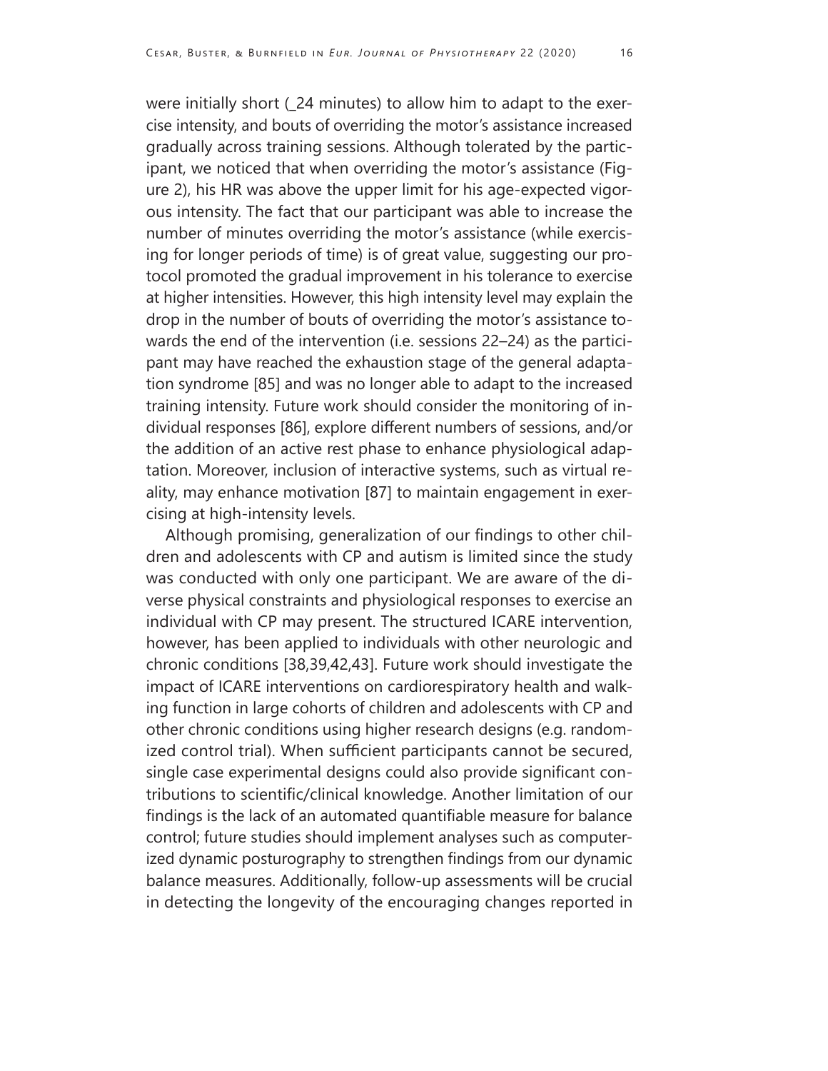were initially short (_24 minutes) to allow him to adapt to the exercise intensity, and bouts of overriding the motor's assistance increased gradually across training sessions. Although tolerated by the participant, we noticed that when overriding the motor's assistance (Figure 2), his HR was above the upper limit for his age-expected vigorous intensity. The fact that our participant was able to increase the number of minutes overriding the motor's assistance (while exercising for longer periods of time) is of great value, suggesting our protocol promoted the gradual improvement in his tolerance to exercise at higher intensities. However, this high intensity level may explain the drop in the number of bouts of overriding the motor's assistance towards the end of the intervention (i.e. sessions 22–24) as the participant may have reached the exhaustion stage of the general adaptation syndrome [85] and was no longer able to adapt to the increased training intensity. Future work should consider the monitoring of individual responses [86], explore different numbers of sessions, and/or the addition of an active rest phase to enhance physiological adaptation. Moreover, inclusion of interactive systems, such as virtual reality, may enhance motivation [87] to maintain engagement in exercising at high-intensity levels.

Although promising, generalization of our findings to other children and adolescents with CP and autism is limited since the study was conducted with only one participant. We are aware of the diverse physical constraints and physiological responses to exercise an individual with CP may present. The structured ICARE intervention, however, has been applied to individuals with other neurologic and chronic conditions [38,39,42,43]. Future work should investigate the impact of ICARE interventions on cardiorespiratory health and walking function in large cohorts of children and adolescents with CP and other chronic conditions using higher research designs (e.g. randomized control trial). When sufficient participants cannot be secured, single case experimental designs could also provide significant contributions to scientific/clinical knowledge. Another limitation of our findings is the lack of an automated quantifiable measure for balance control; future studies should implement analyses such as computerized dynamic posturography to strengthen findings from our dynamic balance measures. Additionally, follow-up assessments will be crucial in detecting the longevity of the encouraging changes reported in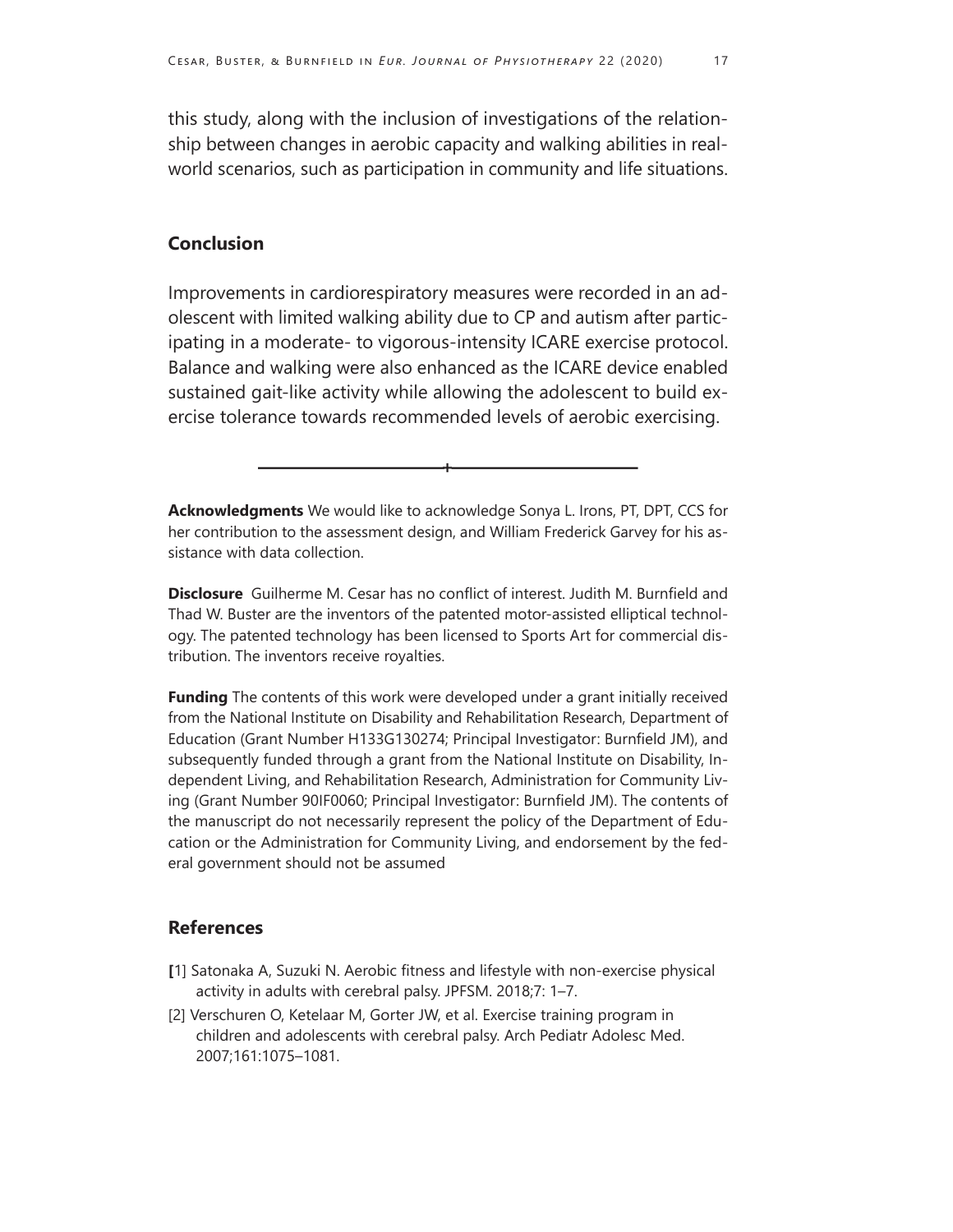this study, along with the inclusion of investigations of the relationship between changes in aerobic capacity and walking abilities in real-world scenarios, such as participation in community and life situations.

## Conclusion

Improvements in cardiorespiratory measures were recorded in an adolescent with limited walking ability due to CP and autism after participating in a moderate- to vigorous-intensity ICARE exercise protocol. Balance and walking were also enhanced as the ICARE device enabled sustained gait-like activity while allowing the adolescent to build exercise tolerance towards recommended levels of aerobic exercising.

---

**Acknowledgments** We would like to acknowledge Sonya L. Irons, PT, DPT, CCS for her contribution to the assessment design, and William Frederick Garvey for his assistance with data collection.

**Disclosure** Guilherme M. Cesar has no conflict of interest. Judith M. Burnfield and Thad W. Buster are the inventors of the patented motor-assisted elliptical technology. The patented technology has been licensed to Sports Art for commercial distribution. The inventors receive royalties.

**Funding** The contents of this work were developed under a grant initially received from the National Institute on Disability and Rehabilitation Research, Department of Education (Grant Number H133G130274; Principal Investigator: Burnfield JM), and subsequently funded through a grant from the National Institute on Disability, Independent Living, and Rehabilitation Research, Administration for Community Living (Grant Number 90IF0060; Principal Investigator: Burnfield JM). The contents of the manuscript do not necessarily represent the policy of the Department of Education or the Administration for Community Living, and endorsement by the federal government should not be assumed

## References

[1] Satonaka A, Suzuki N. Aerobic fitness and lifestyle with non-exercise physical activity in adults with cerebral palsy. JPFSM. 2018;7: 1–7.

[2] Verschuren O, Ketelaar M, Gorter JW, et al. Exercise training program in children and adolescents with cerebral palsy. Arch Pediatr Adolesc Med. 2007;161:1075–1081.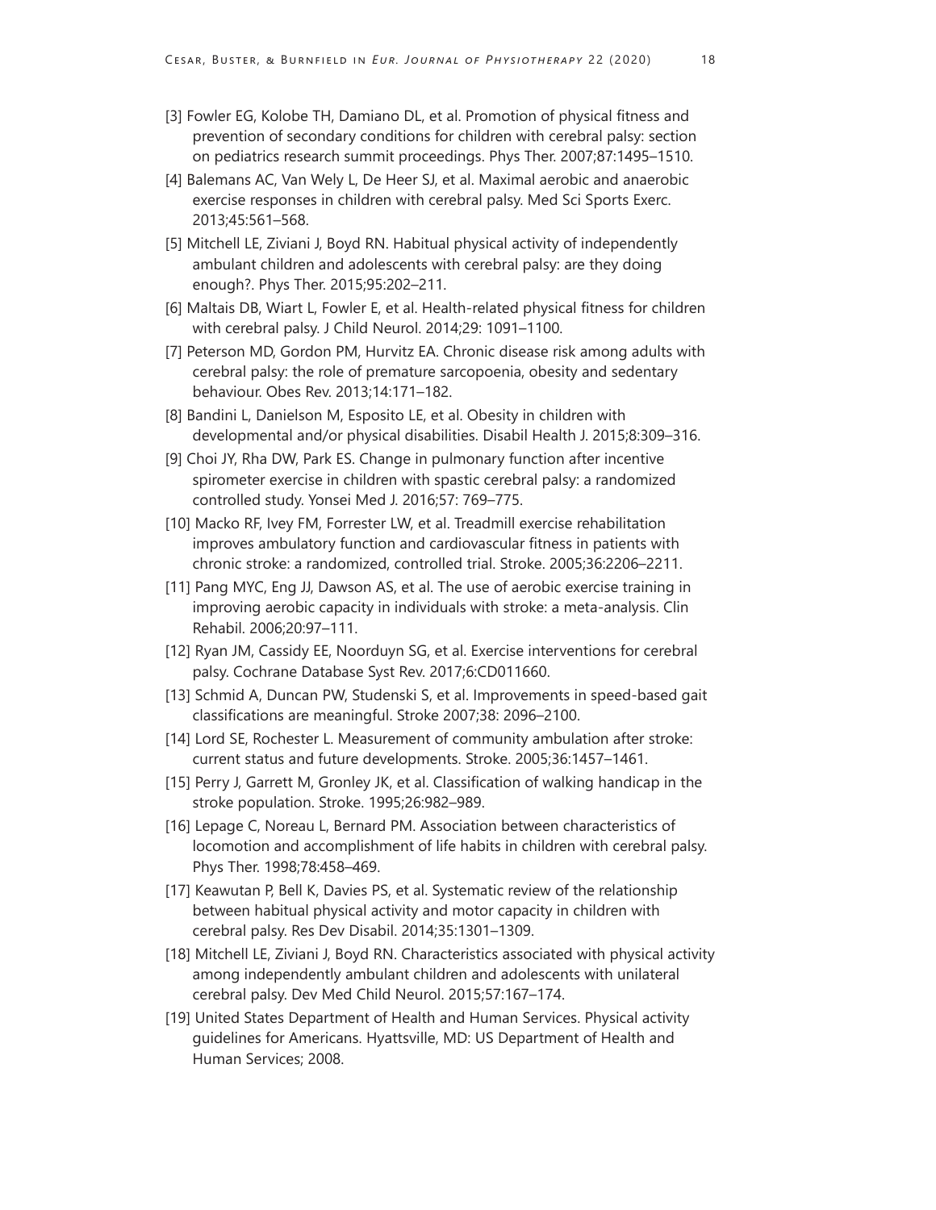[3] Fowler EG, Kolobe TH, Damiano DL, et al. Promotion of physical fitness and prevention of secondary conditions for children with cerebral palsy: section on pediatrics research summit proceedings. Phys Ther. 2007;87:1495–1510.

[4] Balemans AC, Van Wely L, De Heer SJ, et al. Maximal aerobic and anaerobic exercise responses in children with cerebral palsy. Med Sci Sports Exerc. 2013;45:561–568.

[5] Mitchell LE, Ziviani J, Boyd RN. Habitual physical activity of independently ambulant children and adolescents with cerebral palsy: are they doing enough?. Phys Ther. 2015;95:202–211.

[6] Maltais DB, Wiart L, Fowler E, et al. Health-related physical fitness for children with cerebral palsy. J Child Neurol. 2014;29: 1091–1100.

[7] Peterson MD, Gordon PM, Hurvitz EA. Chronic disease risk among adults with cerebral palsy: the role of premature sarcopoenia, obesity and sedentary behaviour. Obes Rev. 2013;14:171–182.

[8] Bandini L, Danielson M, Esposito LE, et al. Obesity in children with developmental and/or physical disabilities. Disabil Health J. 2015;8:309–316.

[9] Choi JY, Rha DW, Park ES. Change in pulmonary function after incentive spirometer exercise in children with spastic cerebral palsy: a randomized controlled study. Yonsei Med J. 2016;57: 769–775.

[10] Macko RF, Ivey FM, Forrester LW, et al. Treadmill exercise rehabilitation improves ambulatory function and cardiovascular fitness in patients with chronic stroke: a randomized, controlled trial. Stroke. 2005;36:2206–2211.

[11] Pang MYC, Eng JJ, Dawson AS, et al. The use of aerobic exercise training in improving aerobic capacity in individuals with stroke: a meta-analysis. Clin Rehabil. 2006;20:97–111.

[12] Ryan JM, Cassidy EE, Noorduyn SG, et al. Exercise interventions for cerebral palsy. Cochrane Database Syst Rev. 2017;6:CD011660.

[13] Schmid A, Duncan PW, Studenski S, et al. Improvements in speed-based gait classifications are meaningful. Stroke 2007;38: 2096–2100.

[14] Lord SE, Rochester L. Measurement of community ambulation after stroke: current status and future developments. Stroke. 2005;36:1457–1461.

[15] Perry J, Garrett M, Gronley JK, et al. Classification of walking handicap in the stroke population. Stroke. 1995;26:982–989.

[16] Lepage C, Noreau L, Bernard PM. Association between characteristics of locomotion and accomplishment of life habits in children with cerebral palsy. Phys Ther. 1998;78:458–469.

[17] Keawutan P, Bell K, Davies PS, et al. Systematic review of the relationship between habitual physical activity and motor capacity in children with cerebral palsy. Res Dev Disabil. 2014;35:1301–1309.

[18] Mitchell LE, Ziviani J, Boyd RN. Characteristics associated with physical activity among independently ambulant children and adolescents with unilateral cerebral palsy. Dev Med Child Neurol. 2015;57:167–174.

[19] United States Department of Health and Human Services. Physical activity guidelines for Americans. Hyattsville, MD: US Department of Health and Human Services; 2008.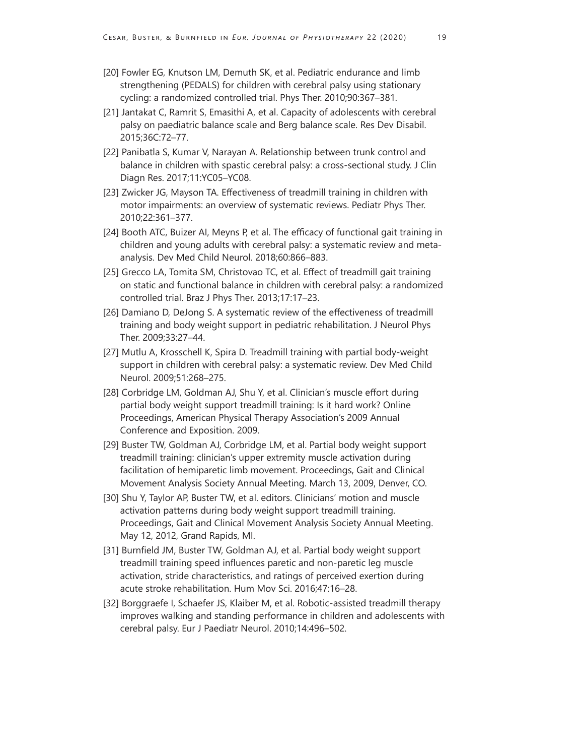[20] Fowler EG, Knutson LM, Demuth SK, et al. Pediatric endurance and limb strengthening (PEDALS) for children with cerebral palsy using stationary cycling: a randomized controlled trial. Phys Ther. 2010;90:367–381.

[21] Jantakat C, Ramrit S, Emasithi A, et al. Capacity of adolescents with cerebral palsy on paediatric balance scale and Berg balance scale. Res Dev Disabil. 2015;36C:72–77.

[22] Panibatla S, Kumar V, Narayan A. Relationship between trunk control and balance in children with spastic cerebral palsy: a cross-sectional study. J Clin Diagn Res. 2017;11:YC05–YC08.

[23] Zwicker JG, Mayson TA. Effectiveness of treadmill training in children with motor impairments: an overview of systematic reviews. Pediatr Phys Ther. 2010;22:361–377.

[24] Booth ATC, Buizer AI, Meyns P, et al. The efficacy of functional gait training in children and young adults with cerebral palsy: a systematic review and meta-analysis. Dev Med Child Neurol. 2018;60:866–883.

[25] Grecco LA, Tomita SM, Christovao TC, et al. Effect of treadmill gait training on static and functional balance in children with cerebral palsy: a randomized controlled trial. Braz J Phys Ther. 2013;17:17–23.

[26] Damiano D, DeJong S. A systematic review of the effectiveness of treadmill training and body weight support in pediatric rehabilitation. J Neurol Phys Ther. 2009;33:27–44.

[27] Mutlu A, Krosschell K, Spira D. Treadmill training with partial body-weight support in children with cerebral palsy: a systematic review. Dev Med Child Neurol. 2009;51:268–275.

[28] Corbridge LM, Goldman AJ, Shu Y, et al. Clinician's muscle effort during partial body weight support treadmill training: Is it hard work? Online Proceedings, American Physical Therapy Association's 2009 Annual Conference and Exposition. 2009.

[29] Buster TW, Goldman AJ, Corbridge LM, et al. Partial body weight support treadmill training: clinician's upper extremity muscle activation during facilitation of hemiparetic limb movement. Proceedings, Gait and Clinical Movement Analysis Society Annual Meeting. March 13, 2009, Denver, CO.

[30] Shu Y, Taylor AP, Buster TW, et al. editors. Clinicians' motion and muscle activation patterns during body weight support treadmill training. Proceedings, Gait and Clinical Movement Analysis Society Annual Meeting. May 12, 2012, Grand Rapids, MI.

[31] Burnfield JM, Buster TW, Goldman AJ, et al. Partial body weight support treadmill training speed influences paretic and non-paretic leg muscle activation, stride characteristics, and ratings of perceived exertion during acute stroke rehabilitation. Hum Mov Sci. 2016;47:16–28.

[32] Borggraefe I, Schaefer JS, Klaiber M, et al. Robotic-assisted treadmill therapy improves walking and standing performance in children and adolescents with cerebral palsy. Eur J Paediatr Neurol. 2010;14:496–502.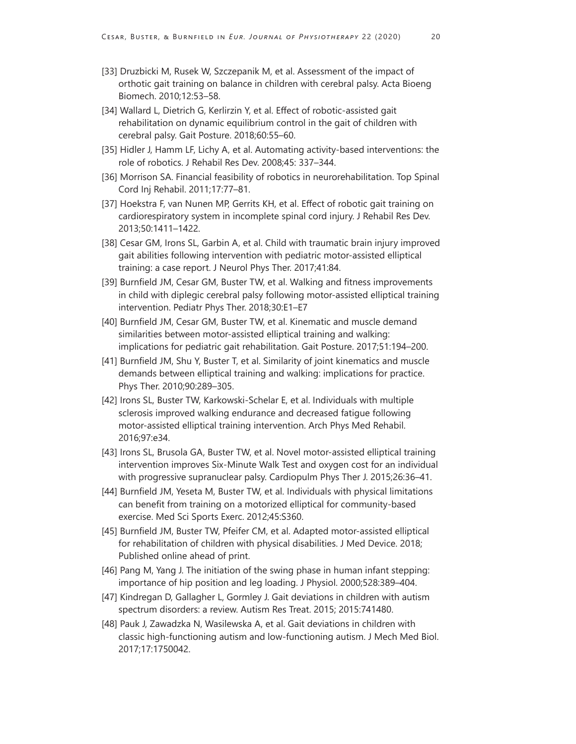[33] Druzbicki M, Rusek W, Szczepanik M, et al. Assessment of the impact of orthotic gait training on balance in children with cerebral palsy. Acta Bioeng Biomech. 2010;12:53–58.

[34] Wallard L, Dietrich G, Kerlirzin Y, et al. Effect of robotic-assisted gait rehabilitation on dynamic equilibrium control in the gait of children with cerebral palsy. Gait Posture. 2018;60:55–60.

[35] Hidler J, Hamm LF, Lichy A, et al. Automating activity-based interventions: the role of robotics. J Rehabil Res Dev. 2008;45: 337–344.

[36] Morrison SA. Financial feasibility of robotics in neurorehabilitation. Top Spinal Cord Inj Rehabil. 2011;17:77–81.

[37] Hoekstra F, van Nunen MP, Gerrits KH, et al. Effect of robotic gait training on cardiorespiratory system in incomplete spinal cord injury. J Rehabil Res Dev. 2013;50:1411–1422.

[38] Cesar GM, Irons SL, Garbin A, et al. Child with traumatic brain injury improved gait abilities following intervention with pediatric motor-assisted elliptical training: a case report. J Neurol Phys Ther. 2017;41:84.

[39] Burnfield JM, Cesar GM, Buster TW, et al. Walking and fitness improvements in child with diplegic cerebral palsy following motor-assisted elliptical training intervention. Pediatr Phys Ther. 2018;30:E1–E7

[40] Burnfield JM, Cesar GM, Buster TW, et al. Kinematic and muscle demand similarities between motor-assisted elliptical training and walking: implications for pediatric gait rehabilitation. Gait Posture. 2017;51:194–200.

[41] Burnfield JM, Shu Y, Buster T, et al. Similarity of joint kinematics and muscle demands between elliptical training and walking: implications for practice. Phys Ther. 2010;90:289–305.

[42] Irons SL, Buster TW, Karkowski-Schelar E, et al. Individuals with multiple sclerosis improved walking endurance and decreased fatigue following motor-assisted elliptical training intervention. Arch Phys Med Rehabil. 2016;97:e34.

[43] Irons SL, Brusola GA, Buster TW, et al. Novel motor-assisted elliptical training intervention improves Six-Minute Walk Test and oxygen cost for an individual with progressive supranuclear palsy. Cardiopulm Phys Ther J. 2015;26:36–41.

[44] Burnfield JM, Yeseta M, Buster TW, et al. Individuals with physical limitations can benefit from training on a motorized elliptical for community-based exercise. Med Sci Sports Exerc. 2012;45:S360.

[45] Burnfield JM, Buster TW, Pfeifer CM, et al. Adapted motor-assisted elliptical for rehabilitation of children with physical disabilities. J Med Device. 2018; Published online ahead of print.

[46] Pang M, Yang J. The initiation of the swing phase in human infant stepping: importance of hip position and leg loading. J Physiol. 2000;528:389–404.

[47] Kindregan D, Gallagher L, Gormley J. Gait deviations in children with autism spectrum disorders: a review. Autism Res Treat. 2015; 2015:741480.

[48] Pauk J, Zawadzka N, Wasilewska A, et al. Gait deviations in children with classic high-functioning autism and low-functioning autism. J Mech Med Biol. 2017;17:1750042.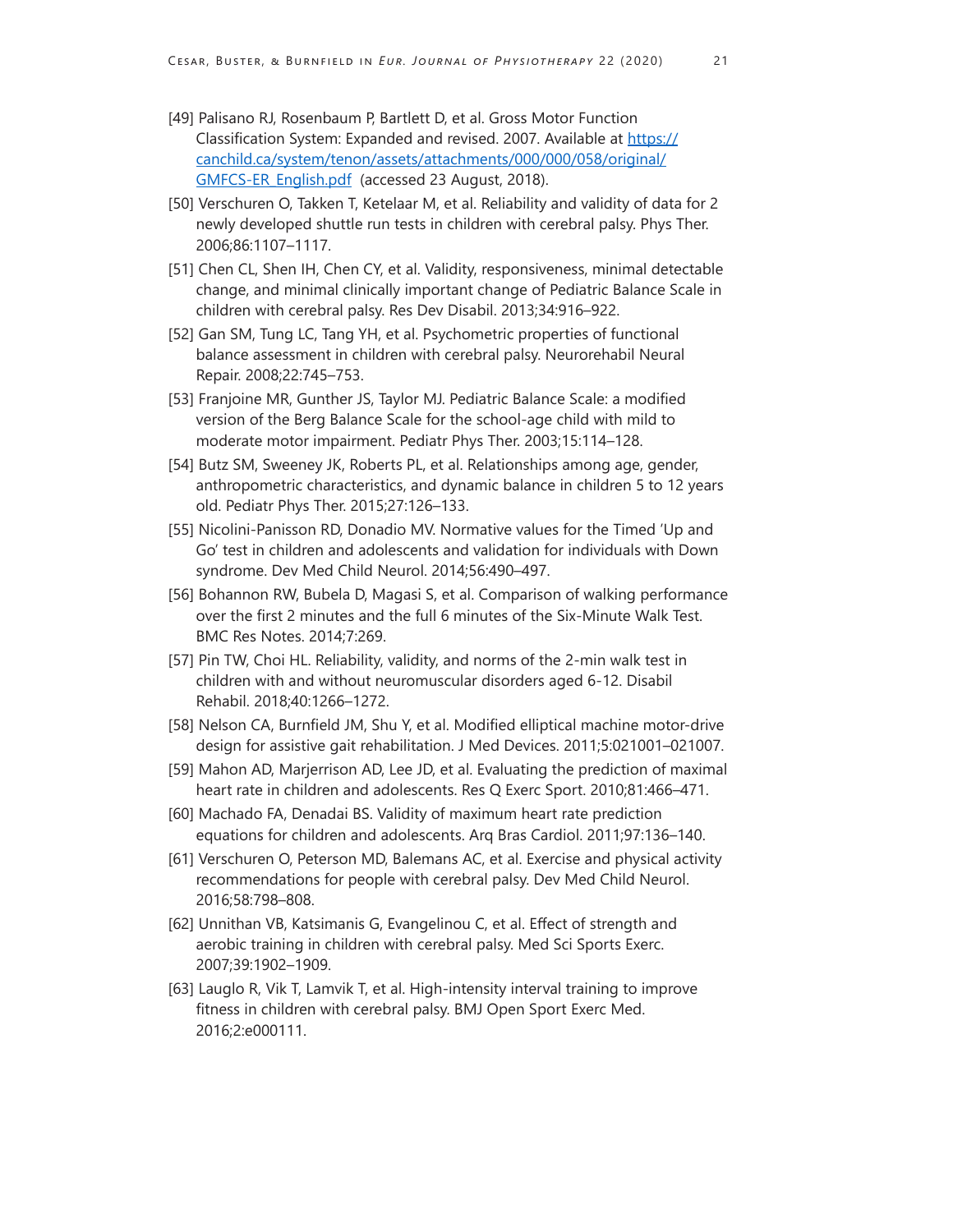[49] Palisano RJ, Rosenbaum P, Bartlett D, et al. Gross Motor Function Classification System: Expanded and revised. 2007. Available at [https://canchild.ca/system/tenon/assets/attachments/000/000/058/original/GMFCS-ER_English.pdf](https://canchild.ca/system/tenon/assets/attachments/000/000/058/original/GMFCS-ER_English.pdf) (accessed 23 August, 2018).

[50] Verschuren O, Takken T, Ketelaar M, et al. Reliability and validity of data for 2 newly developed shuttle run tests in children with cerebral palsy. Phys Ther. 2006;86:1107–1117.

[51] Chen CL, Shen IH, Chen CY, et al. Validity, responsiveness, minimal detectable change, and minimal clinically important change of Pediatric Balance Scale in children with cerebral palsy. Res Dev Disabil. 2013;34:916–922.

[52] Gan SM, Tung LC, Tang YH, et al. Psychometric properties of functional balance assessment in children with cerebral palsy. Neurorehabil Neural Repair. 2008;22:745–753.

[53] Franjoine MR, Gunther JS, Taylor MJ. Pediatric Balance Scale: a modified version of the Berg Balance Scale for the school-age child with mild to moderate motor impairment. Pediatr Phys Ther. 2003;15:114–128.

[54] Butz SM, Sweeney JK, Roberts PL, et al. Relationships among age, gender, anthropometric characteristics, and dynamic balance in children 5 to 12 years old. Pediatr Phys Ther. 2015;27:126–133.

[55] Nicolini-Panisson RD, Donadio MV. Normative values for the Timed 'Up and Go' test in children and adolescents and validation for individuals with Down syndrome. Dev Med Child Neurol. 2014;56:490–497.

[56] Bohannon RW, Bubela D, Magasi S, et al. Comparison of walking performance over the first 2 minutes and the full 6 minutes of the Six-Minute Walk Test. BMC Res Notes. 2014;7:269.

[57] Pin TW, Choi HL. Reliability, validity, and norms of the 2-min walk test in children with and without neuromuscular disorders aged 6-12. Disabil Rehabil. 2018;40:1266–1272.

[58] Nelson CA, Burnfield JM, Shu Y, et al. Modified elliptical machine motor-drive design for assistive gait rehabilitation. J Med Devices. 2011;5:021001–021007.

[59] Mahon AD, Marjerrison AD, Lee JD, et al. Evaluating the prediction of maximal heart rate in children and adolescents. Res Q Exerc Sport. 2010;81:466–471.

[60] Machado FA, Denadai BS. Validity of maximum heart rate prediction equations for children and adolescents. Arq Bras Cardiol. 2011;97:136–140.

[61] Verschuren O, Peterson MD, Balemans AC, et al. Exercise and physical activity recommendations for people with cerebral palsy. Dev Med Child Neurol. 2016;58:798–808.

[62] Unnithan VB, Katsimanis G, Evangelinou C, et al. Effect of strength and aerobic training in children with cerebral palsy. Med Sci Sports Exerc. 2007;39:1902–1909.

[63] Lauglo R, Vik T, Lamvik T, et al. High-intensity interval training to improve fitness in children with cerebral palsy. BMJ Open Sport Exerc Med. 2016;2:e000111.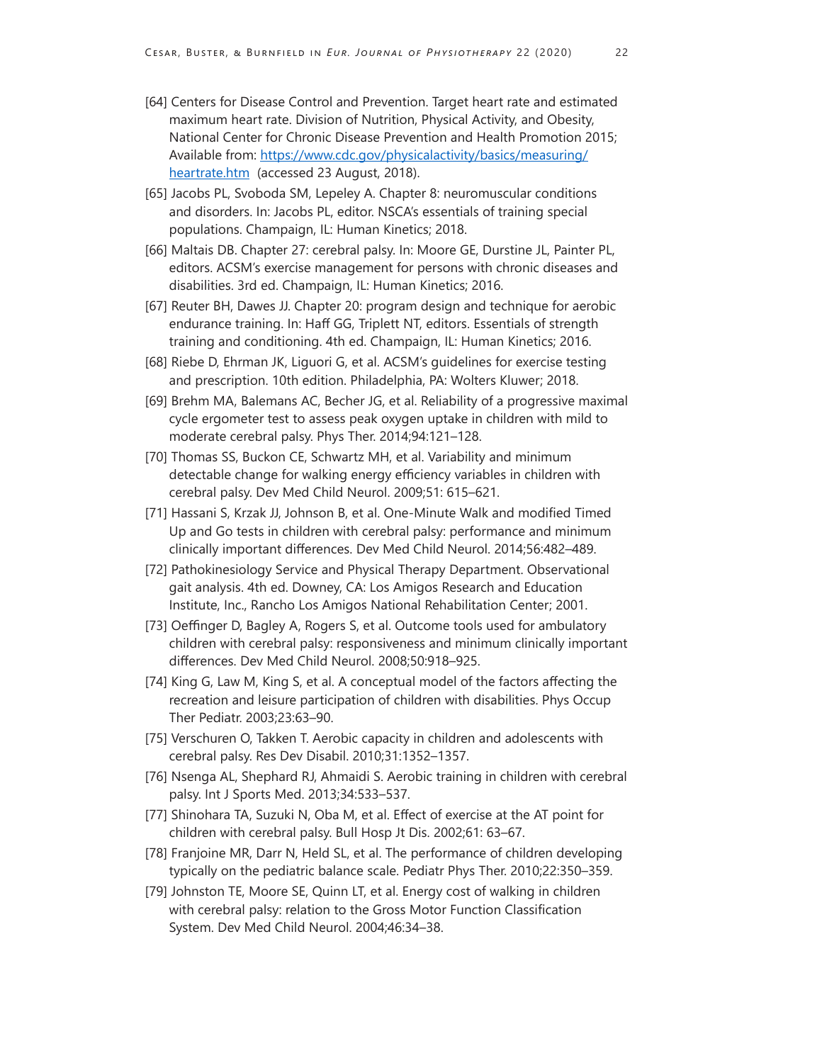[64] Centers for Disease Control and Prevention. Target heart rate and estimated maximum heart rate. Division of Nutrition, Physical Activity, and Obesity, National Center for Chronic Disease Prevention and Health Promotion 2015; Available from: [https://www.cdc.gov/physicalactivity/basics/measuring/heartrate.htm](https://www.cdc.gov/physicalactivity/basics/measuring/heartrate.htm) (accessed 23 August, 2018).

[65] Jacobs PL, Svoboda SM, Lepeley A. Chapter 8: neuromuscular conditions and disorders. In: Jacobs PL, editor. NSCA's essentials of training special populations. Champaign, IL: Human Kinetics; 2018.

[66] Maltais DB. Chapter 27: cerebral palsy. In: Moore GE, Durstine JL, Painter PL, editors. ACSM's exercise management for persons with chronic diseases and disabilities. 3rd ed. Champaign, IL: Human Kinetics; 2016.

[67] Reuter BH, Dawes JJ. Chapter 20: program design and technique for aerobic endurance training. In: Haff GG, Triplett NT, editors. Essentials of strength training and conditioning. 4th ed. Champaign, IL: Human Kinetics; 2016.

[68] Riebe D, Ehrman JK, Liguori G, et al. ACSM's guidelines for exercise testing and prescription. 10th edition. Philadelphia, PA: Wolters Kluwer; 2018.

[69] Brehm MA, Balemans AC, Becher JG, et al. Reliability of a progressive maximal cycle ergometer test to assess peak oxygen uptake in children with mild to moderate cerebral palsy. Phys Ther. 2014;94:121–128.

[70] Thomas SS, Buckon CE, Schwartz MH, et al. Variability and minimum detectable change for walking energy efficiency variables in children with cerebral palsy. Dev Med Child Neurol. 2009;51: 615–621.

[71] Hassani S, Krzak JJ, Johnson B, et al. One-Minute Walk and modified Timed Up and Go tests in children with cerebral palsy: performance and minimum clinically important differences. Dev Med Child Neurol. 2014;56:482–489.

[72] Pathokinesiology Service and Physical Therapy Department. Observational gait analysis. 4th ed. Downey, CA: Los Amigos Research and Education Institute, Inc., Rancho Los Amigos National Rehabilitation Center; 2001.

[73] Oeffinger D, Bagley A, Rogers S, et al. Outcome tools used for ambulatory children with cerebral palsy: responsiveness and minimum clinically important differences. Dev Med Child Neurol. 2008;50:918–925.

[74] King G, Law M, King S, et al. A conceptual model of the factors affecting the recreation and leisure participation of children with disabilities. Phys Occup Ther Pediatr. 2003;23:63–90.

[75] Verschuren O, Takken T. Aerobic capacity in children and adolescents with cerebral palsy. Res Dev Disabil. 2010;31:1352–1357.

[76] Nsenga AL, Shephard RJ, Ahmaidi S. Aerobic training in children with cerebral palsy. Int J Sports Med. 2013;34:533–537.

[77] Shinohara TA, Suzuki N, Oba M, et al. Effect of exercise at the AT point for children with cerebral palsy. Bull Hosp Jt Dis. 2002;61: 63–67.

[78] Franjoine MR, Darr N, Held SL, et al. The performance of children developing typically on the pediatric balance scale. Pediatr Phys Ther. 2010;22:350–359.

[79] Johnston TE, Moore SE, Quinn LT, et al. Energy cost of walking in children with cerebral palsy: relation to the Gross Motor Function Classification System. Dev Med Child Neurol. 2004;46:34–38.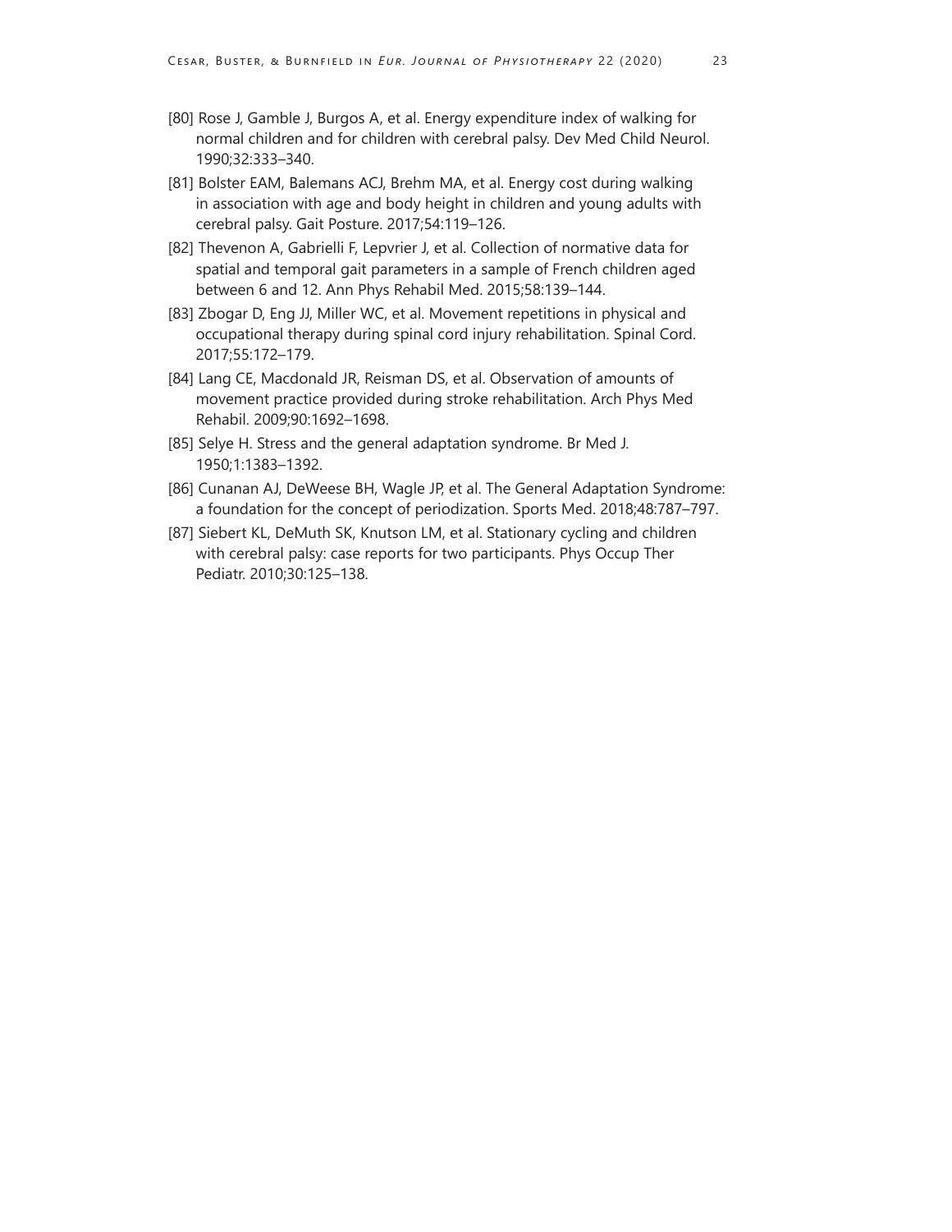[80] Rose J, Gamble J, Burgos A, et al. Energy expenditure index of walking for normal children and for children with cerebral palsy. Dev Med Child Neurol. 1990;32:333–340.

[81] Bolster EAM, Balemans ACJ, Brehm MA, et al. Energy cost during walking in association with age and body height in children and young adults with cerebral palsy. Gait Posture. 2017;54:119–126.

[82] Thevenon A, Gabrielli F, Lepvrier J, et al. Collection of normative data for spatial and temporal gait parameters in a sample of French children aged between 6 and 12. Ann Phys Rehabil Med. 2015;58:139–144.

[83] Zbogar D, Eng JJ, Miller WC, et al. Movement repetitions in physical and occupational therapy during spinal cord injury rehabilitation. Spinal Cord. 2017;55:172–179.

[84] Lang CE, Macdonald JR, Reisman DS, et al. Observation of amounts of movement practice provided during stroke rehabilitation. Arch Phys Med Rehabil. 2009;90:1692–1698.

[85] Selye H. Stress and the general adaptation syndrome. Br Med J. 1950;1:1383–1392.

[86] Cunanan AJ, DeWeese BH, Wagle JP, et al. The General Adaptation Syndrome: a foundation for the concept of periodization. Sports Med. 2018;48:787–797.

[87] Siebert KL, DeMuth SK, Knutson LM, et al. Stationary cycling and children with cerebral palsy: case reports for two participants. Phys Occup Ther Pediatr. 2010;30:125–138.